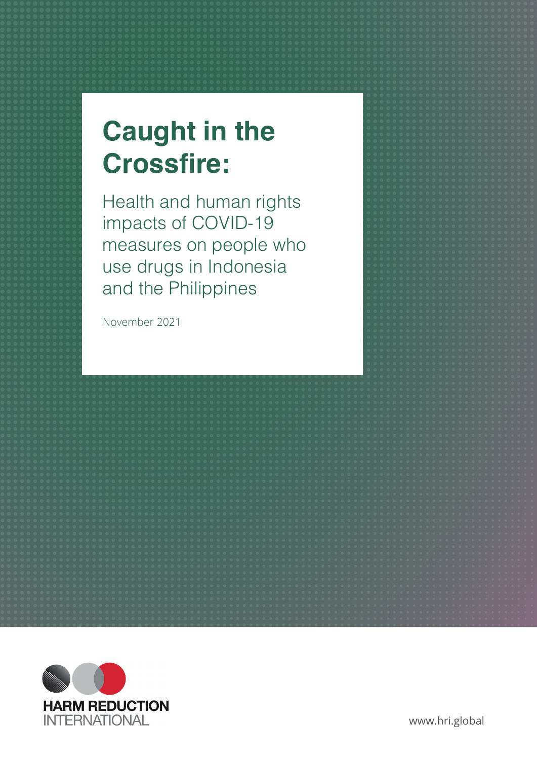# Caught in the Crossfire:

## Health and human rights impacts of COVID-19 measures on people who use drugs in Indonesia and the Philippines

November 2021

HARM REDUCTION INTERNATIONAL

www.hri.global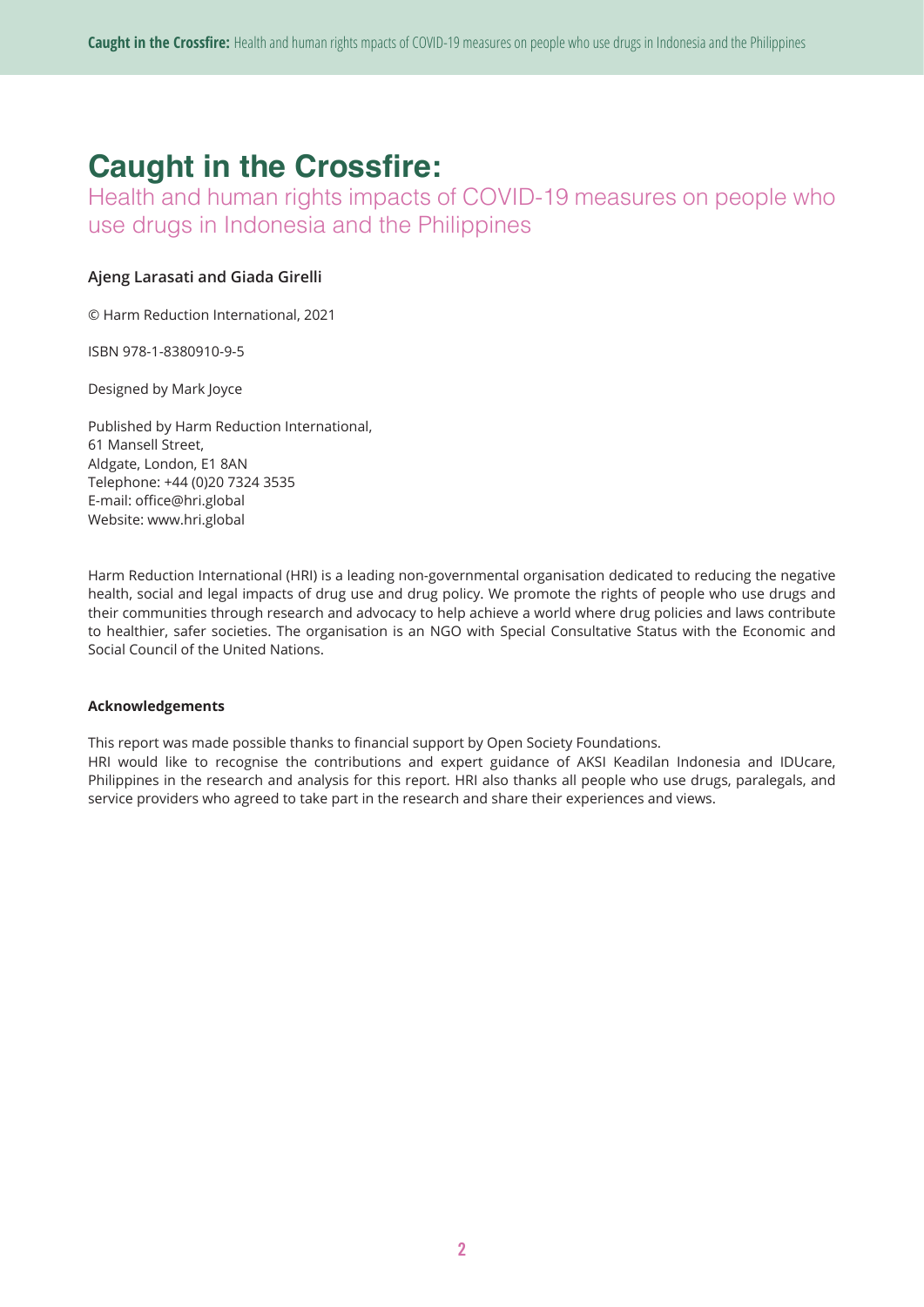# Caught in the Crossfire:

## Health and human rights impacts of COVID-19 measures on people who use drugs in Indonesia and the Philippines

**Ajeng Larasati and Giada Girelli**

© Harm Reduction International, 2021

ISBN 978-1-8380910-9-5

Designed by Mark Joyce

Published by Harm Reduction International,
61 Mansell Street,
Aldgate, London, E1 8AN
Telephone: +44 (0)20 7324 3535
E-mail: office@hri.global
Website: www.hri.global

Harm Reduction International (HRI) is a leading non-governmental organisation dedicated to reducing the negative health, social and legal impacts of drug use and drug policy. We promote the rights of people who use drugs and their communities through research and advocacy to help achieve a world where drug policies and laws contribute to healthier, safer societies. The organisation is an NGO with Special Consultative Status with the Economic and Social Council of the United Nations.

**Acknowledgements**

This report was made possible thanks to financial support by Open Society Foundations.
HRI would like to recognise the contributions and expert guidance of AKSI Keadilan Indonesia and IDUcare, Philippines in the research and analysis for this report. HRI also thanks all people who use drugs, paralegals, and service providers who agreed to take part in the research and share their experiences and views.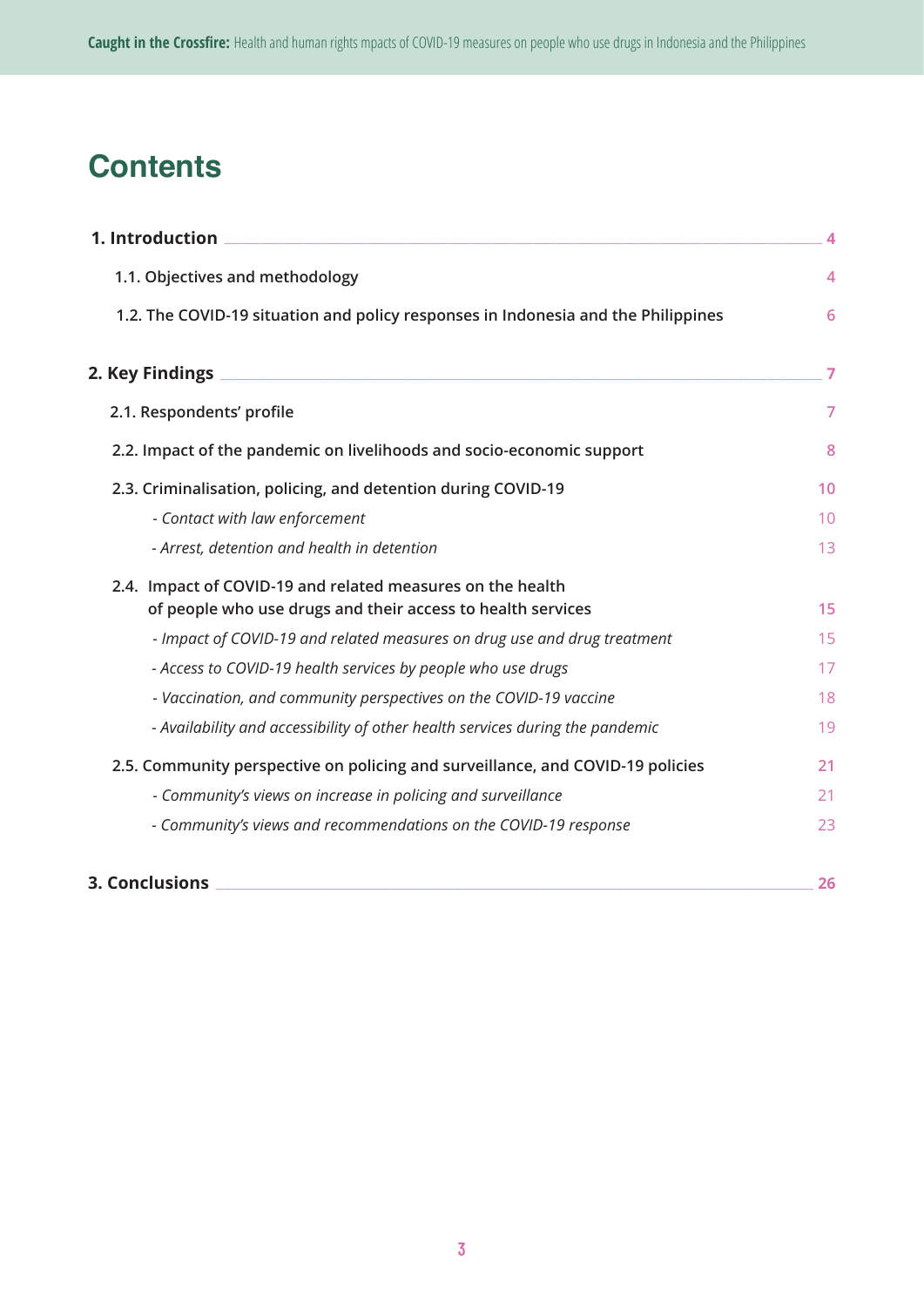# Contents

| | |
|---|---|
| **1. Introduction** | **4** |
| **1.1. Objectives and methodology** | 4 |
| **1.2. The COVID-19 situation and policy responses in Indonesia and the Philippines** | 6 |
| **2. Key Findings** | **7** |
| **2.1. Respondents' profile** | 7 |
| **2.2. Impact of the pandemic on livelihoods and socio-economic support** | 8 |
| **2.3. Criminalisation, policing, and detention during COVID-19** | 10 |
| *- Contact with law enforcement* | 10 |
| *- Arrest, detention and health in detention* | 13 |
| **2.4. Impact of COVID-19 and related measures on the health of people who use drugs and their access to health services** | 15 |
| *- Impact of COVID-19 and related measures on drug use and drug treatment* | 15 |
| *- Access to COVID-19 health services by people who use drugs* | 17 |
| *- Vaccination, and community perspectives on the COVID-19 vaccine* | 18 |
| *- Availability and accessibility of other health services during the pandemic* | 19 |
| **2.5. Community perspective on policing and surveillance, and COVID-19 policies** | 21 |
| *- Community's views on increase in policing and surveillance* | 21 |
| *- Community's views and recommendations on the COVID-19 response* | 23 |
| **3. Conclusions** | **26** |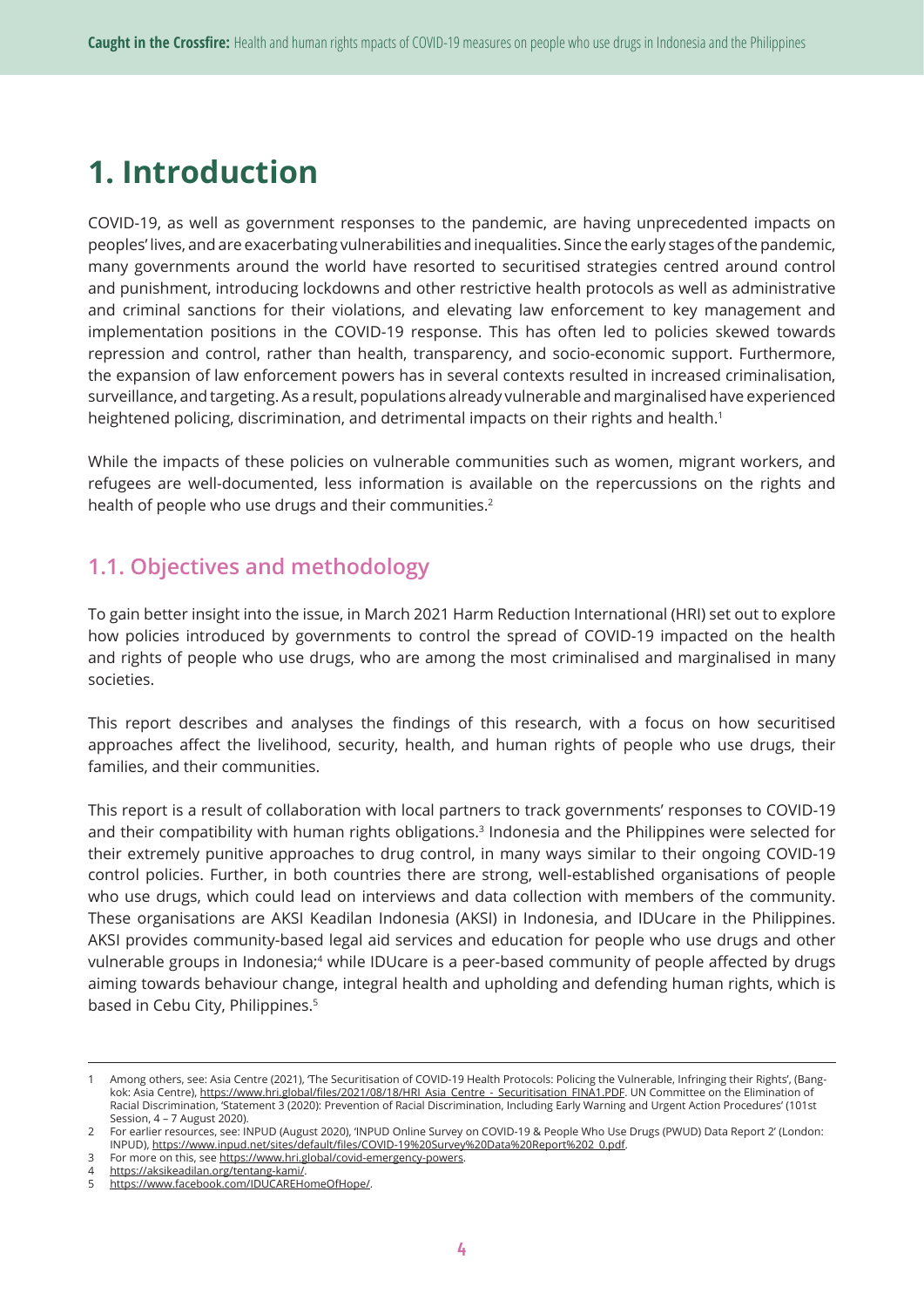# 1. Introduction

COVID-19, as well as government responses to the pandemic, are having unprecedented impacts on peoples' lives, and are exacerbating vulnerabilities and inequalities. Since the early stages of the pandemic, many governments around the world have resorted to securitised strategies centred around control and punishment, introducing lockdowns and other restrictive health protocols as well as administrative and criminal sanctions for their violations, and elevating law enforcement to key management and implementation positions in the COVID-19 response. This has often led to policies skewed towards repression and control, rather than health, transparency, and socio-economic support. Furthermore, the expansion of law enforcement powers has in several contexts resulted in increased criminalisation, surveillance, and targeting. As a result, populations already vulnerable and marginalised have experienced heightened policing, discrimination, and detrimental impacts on their rights and health.[1]

While the impacts of these policies on vulnerable communities such as women, migrant workers, and refugees are well-documented, less information is available on the repercussions on the rights and health of people who use drugs and their communities.[2]

## 1.1. Objectives and methodology

To gain better insight into the issue, in March 2021 Harm Reduction International (HRI) set out to explore how policies introduced by governments to control the spread of COVID-19 impacted on the health and rights of people who use drugs, who are among the most criminalised and marginalised in many societies.

This report describes and analyses the findings of this research, with a focus on how securitised approaches affect the livelihood, security, health, and human rights of people who use drugs, their families, and their communities.

This report is a result of collaboration with local partners to track governments' responses to COVID-19 and their compatibility with human rights obligations.[3] Indonesia and the Philippines were selected for their extremely punitive approaches to drug control, in many ways similar to their ongoing COVID-19 control policies. Further, in both countries there are strong, well-established organisations of people who use drugs, which could lead on interviews and data collection with members of the community. These organisations are AKSI Keadilan Indonesia (AKSI) in Indonesia, and IDUcare in the Philippines. AKSI provides community-based legal aid services and education for people who use drugs and other vulnerable groups in Indonesia;[4] while IDUcare is a peer-based community of people affected by drugs aiming towards behaviour change, integral health and upholding and defending human rights, which is based in Cebu City, Philippines.[5]

---

1 Among others, see: Asia Centre (2021), 'The Securitisation of COVID-19 Health Protocols: Policing the Vulnerable, Infringing their Rights', (Bangkok: Asia Centre), https://www.hri.global/files/2021/08/18/HRI_Asia_Centre_-_Securitisation_FINA1.PDF. UN Committee on the Elimination of Racial Discrimination, 'Statement 3 (2020): Prevention of Racial Discrimination, Including Early Warning and Urgent Action Procedures' (101st Session, 4 – 7 August 2020).

2 For earlier resources, see: INPUD (August 2020), 'INPUD Online Survey on COVID-19 & People Who Use Drugs (PWUD) Data Report 2' (London: INPUD), https://www.inpud.net/sites/default/files/COVID-19%20Survey%20Data%20Report%202_0.pdf.

3 For more on this, see https://www.hri.global/covid-emergency-powers.

4 https://aksikeadilan.org/tentang-kami/.

5 https://www.facebook.com/IDUCAREHomeOfHope/.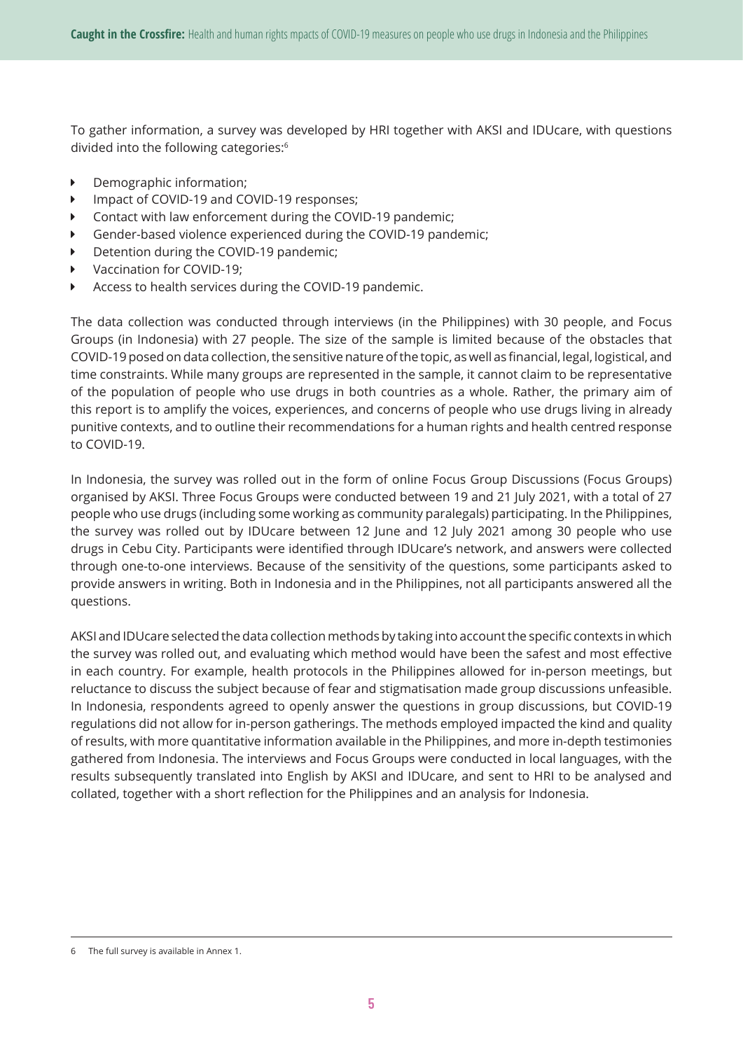To gather information, a survey was developed by HRI together with AKSI and IDUcare, with questions divided into the following categories:[6]

- Demographic information;
- Impact of COVID-19 and COVID-19 responses;
- Contact with law enforcement during the COVID-19 pandemic;
- Gender-based violence experienced during the COVID-19 pandemic;
- Detention during the COVID-19 pandemic;
- Vaccination for COVID-19;
- Access to health services during the COVID-19 pandemic.

The data collection was conducted through interviews (in the Philippines) with 30 people, and Focus Groups (in Indonesia) with 27 people. The size of the sample is limited because of the obstacles that COVID-19 posed on data collection, the sensitive nature of the topic, as well as financial, legal, logistical, and time constraints. While many groups are represented in the sample, it cannot claim to be representative of the population of people who use drugs in both countries as a whole. Rather, the primary aim of this report is to amplify the voices, experiences, and concerns of people who use drugs living in already punitive contexts, and to outline their recommendations for a human rights and health centred response to COVID-19.

In Indonesia, the survey was rolled out in the form of online Focus Group Discussions (Focus Groups) organised by AKSI. Three Focus Groups were conducted between 19 and 21 July 2021, with a total of 27 people who use drugs (including some working as community paralegals) participating. In the Philippines, the survey was rolled out by IDUcare between 12 June and 12 July 2021 among 30 people who use drugs in Cebu City. Participants were identified through IDUcare's network, and answers were collected through one-to-one interviews. Because of the sensitivity of the questions, some participants asked to provide answers in writing. Both in Indonesia and in the Philippines, not all participants answered all the questions.

AKSI and IDUcare selected the data collection methods by taking into account the specific contexts in which the survey was rolled out, and evaluating which method would have been the safest and most effective in each country. For example, health protocols in the Philippines allowed for in-person meetings, but reluctance to discuss the subject because of fear and stigmatisation made group discussions unfeasible. In Indonesia, respondents agreed to openly answer the questions in group discussions, but COVID-19 regulations did not allow for in-person gatherings. The methods employed impacted the kind and quality of results, with more quantitative information available in the Philippines, and more in-depth testimonies gathered from Indonesia. The interviews and Focus Groups were conducted in local languages, with the results subsequently translated into English by AKSI and IDUcare, and sent to HRI to be analysed and collated, together with a short reflection for the Philippines and an analysis for Indonesia.

---

6 The full survey is available in Annex 1.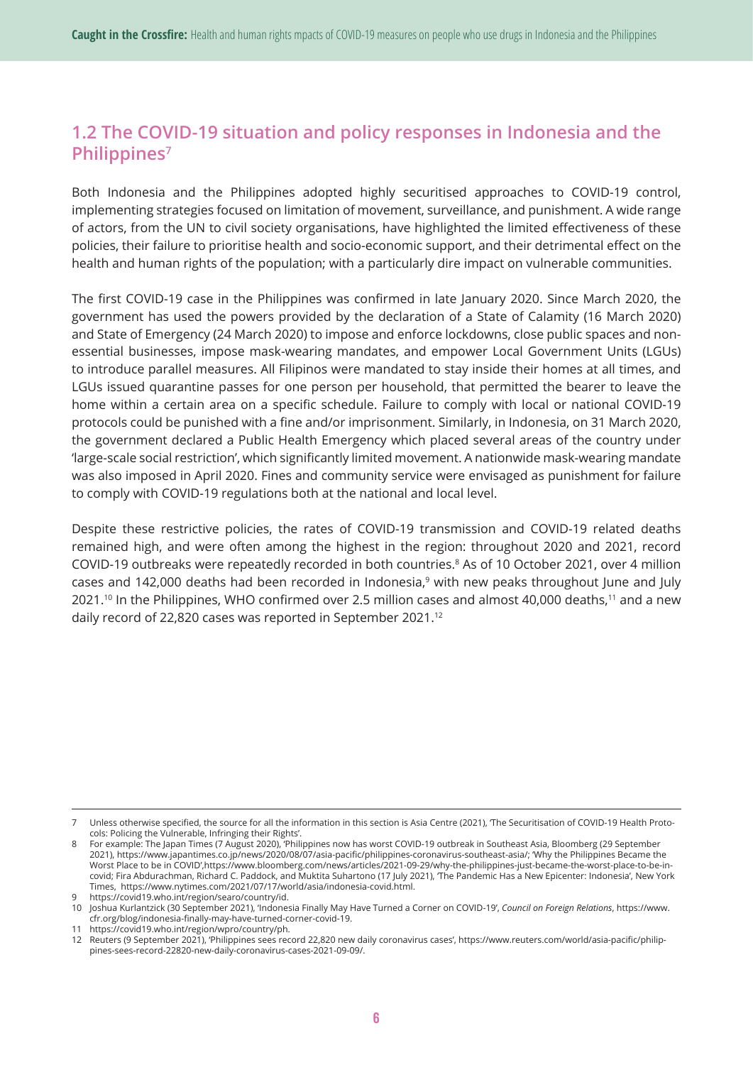## 1.2 The COVID-19 situation and policy responses in Indonesia and the Philippines[7]

Both Indonesia and the Philippines adopted highly securitised approaches to COVID-19 control, implementing strategies focused on limitation of movement, surveillance, and punishment. A wide range of actors, from the UN to civil society organisations, have highlighted the limited effectiveness of these policies, their failure to prioritise health and socio-economic support, and their detrimental effect on the health and human rights of the population; with a particularly dire impact on vulnerable communities.

The first COVID-19 case in the Philippines was confirmed in late January 2020. Since March 2020, the government has used the powers provided by the declaration of a State of Calamity (16 March 2020) and State of Emergency (24 March 2020) to impose and enforce lockdowns, close public spaces and non-essential businesses, impose mask-wearing mandates, and empower Local Government Units (LGUs) to introduce parallel measures. All Filipinos were mandated to stay inside their homes at all times, and LGUs issued quarantine passes for one person per household, that permitted the bearer to leave the home within a certain area on a specific schedule. Failure to comply with local or national COVID-19 protocols could be punished with a fine and/or imprisonment. Similarly, in Indonesia, on 31 March 2020, the government declared a Public Health Emergency which placed several areas of the country under 'large-scale social restriction', which significantly limited movement. A nationwide mask-wearing mandate was also imposed in April 2020. Fines and community service were envisaged as punishment for failure to comply with COVID-19 regulations both at the national and local level.

Despite these restrictive policies, the rates of COVID-19 transmission and COVID-19 related deaths remained high, and were often among the highest in the region: throughout 2020 and 2021, record COVID-19 outbreaks were repeatedly recorded in both countries.[8] As of 10 October 2021, over 4 million cases and 142,000 deaths had been recorded in Indonesia,[9] with new peaks throughout June and July 2021.[10] In the Philippines, WHO confirmed over 2.5 million cases and almost 40,000 deaths,[11] and a new daily record of 22,820 cases was reported in September 2021.[12]

---

7 Unless otherwise specified, the source for all the information in this section is Asia Centre (2021), 'The Securitisation of COVID-19 Health Protocols: Policing the Vulnerable, Infringing their Rights'.

8 For example: The Japan Times (7 August 2020), 'Philippines now has worst COVID-19 outbreak in Southeast Asia, Bloomberg (29 September 2021), https://www.japantimes.co.jp/news/2020/08/07/asia-pacific/philippines-coronavirus-southeast-asia/; 'Why the Philippines Became the Worst Place to be in COVID',https://www.bloomberg.com/news/articles/2021-09-29/why-the-philippines-just-became-the-worst-place-to-be-in-covid; Fira Abdurachman, Richard C. Paddock, and Muktita Suhartono (17 July 2021), 'The Pandemic Has a New Epicenter: Indonesia', New York Times, https://www.nytimes.com/2021/07/17/world/asia/indonesia-covid.html.

9 https://covid19.who.int/region/searo/country/id.

10 Joshua Kurlantzick (30 September 2021), 'Indonesia Finally May Have Turned a Corner on COVID-19', *Council on Foreign Relations*, https://www.cfr.org/blog/indonesia-finally-may-have-turned-corner-covid-19.

11 https://covid19.who.int/region/wpro/country/ph.

12 Reuters (9 September 2021), 'Philippines sees record 22,820 new daily coronavirus cases', https://www.reuters.com/world/asia-pacific/philippines-sees-record-22820-new-daily-coronavirus-cases-2021-09-09/.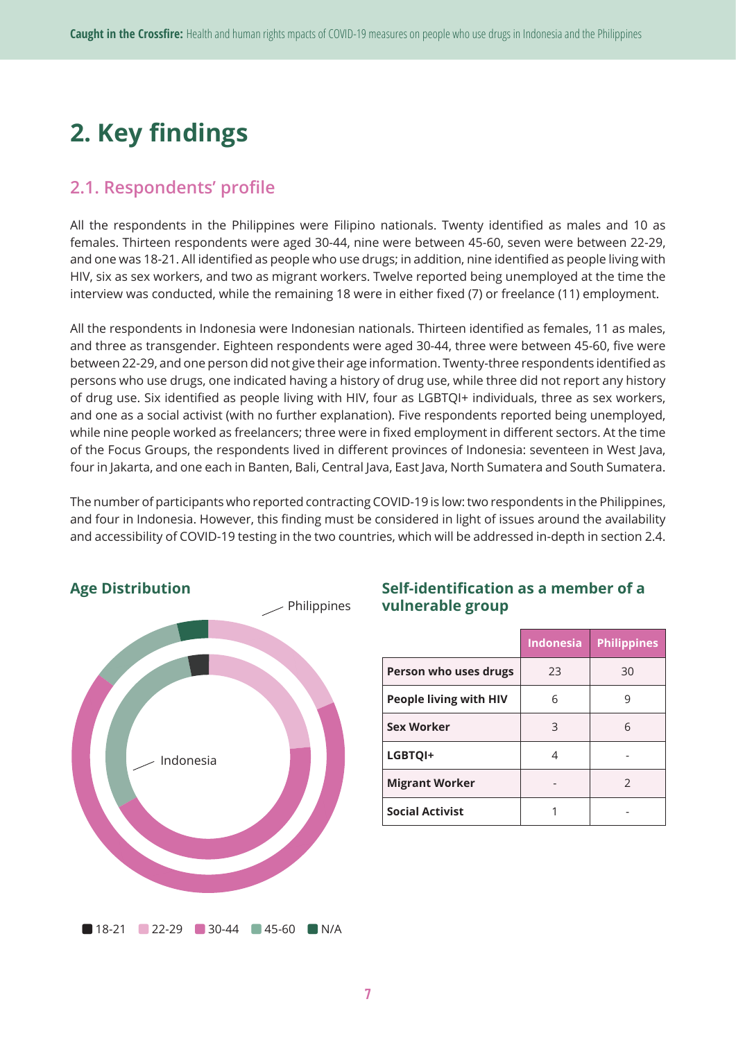# 2. Key findings

## 2.1. Respondents' profile

All the respondents in the Philippines were Filipino nationals. Twenty identified as males and 10 as females. Thirteen respondents were aged 30-44, nine were between 45-60, seven were between 22-29, and one was 18-21. All identified as people who use drugs; in addition, nine identified as people living with HIV, six as sex workers, and two as migrant workers. Twelve reported being unemployed at the time the interview was conducted, while the remaining 18 were in either fixed (7) or freelance (11) employment.

All the respondents in Indonesia were Indonesian nationals. Thirteen identified as females, 11 as males, and three as transgender. Eighteen respondents were aged 30-44, three were between 45-60, five were between 22-29, and one person did not give their age information. Twenty-three respondents identified as persons who use drugs, one indicated having a history of drug use, while three did not report any history of drug use. Six identified as people living with HIV, four as LGBTQI+ individuals, three as sex workers, and one as a social activist (with no further explanation). Five respondents reported being unemployed, while nine people worked as freelancers; three were in fixed employment in different sectors. At the time of the Focus Groups, the respondents lived in different provinces of Indonesia: seventeen in West Java, four in Jakarta, and one each in Banten, Bali, Central Java, East Java, North Sumatera and South Sumatera.

The number of participants who reported contracting COVID-19 is low: two respondents in the Philippines, and four in Indonesia. However, this finding must be considered in light of issues around the availability and accessibility of COVID-19 testing in the two countries, which will be addressed in-depth in section 2.4.

### Age Distribution

Philippines

Indonesia

18-21 | 22-29 | 30-44 | 45-60 | N/A

### Self-identification as a member of a vulnerable group

| | Indonesia | Philippines |
|---|---|---|
| Person who uses drugs | 23 | 30 |
| People living with HIV | 6 | 9 |
| Sex Worker | 3 | 6 |
| LGBTQI+ | 4 | - |
| Migrant Worker | - | 2 |
| Social Activist | 1 | - |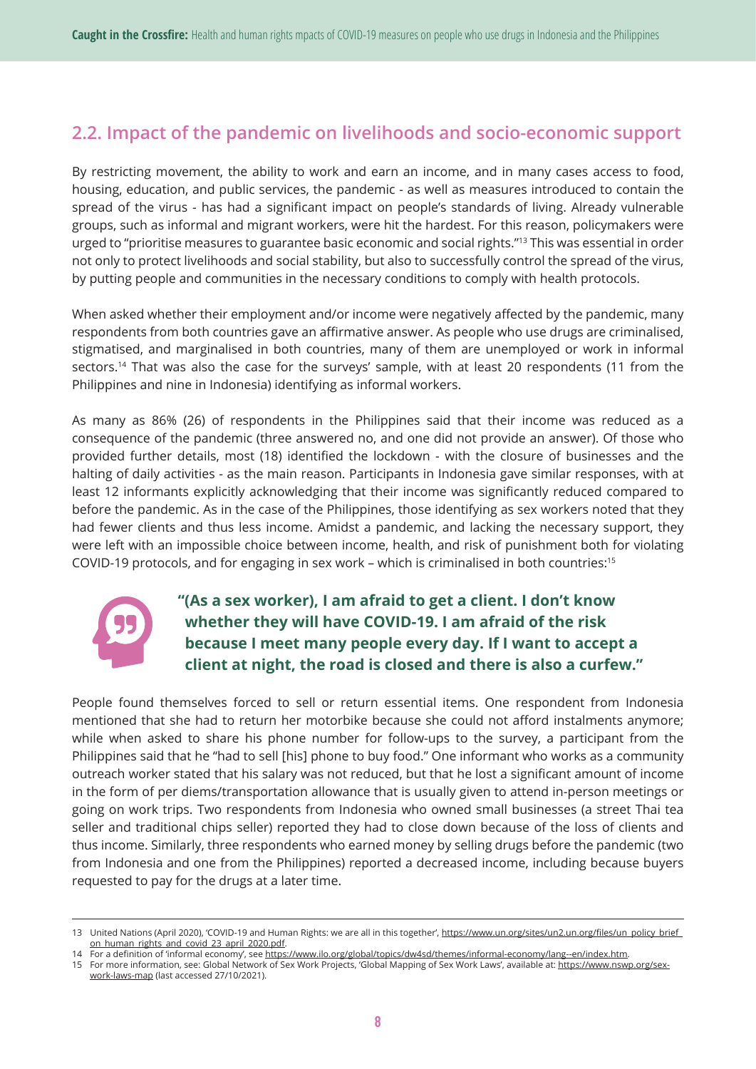## 2.2. Impact of the pandemic on livelihoods and socio-economic support

By restricting movement, the ability to work and earn an income, and in many cases access to food, housing, education, and public services, the pandemic - as well as measures introduced to contain the spread of the virus - has had a significant impact on people's standards of living. Already vulnerable groups, such as informal and migrant workers, were hit the hardest. For this reason, policymakers were urged to "prioritise measures to guarantee basic economic and social rights."[13] This was essential in order not only to protect livelihoods and social stability, but also to successfully control the spread of the virus, by putting people and communities in the necessary conditions to comply with health protocols.

When asked whether their employment and/or income were negatively affected by the pandemic, many respondents from both countries gave an affirmative answer. As people who use drugs are criminalised, stigmatised, and marginalised in both countries, many of them are unemployed or work in informal sectors.[14] That was also the case for the surveys' sample, with at least 20 respondents (11 from the Philippines and nine in Indonesia) identifying as informal workers.

As many as 86% (26) of respondents in the Philippines said that their income was reduced as a consequence of the pandemic (three answered no, and one did not provide an answer). Of those who provided further details, most (18) identified the lockdown - with the closure of businesses and the halting of daily activities - as the main reason. Participants in Indonesia gave similar responses, with at least 12 informants explicitly acknowledging that their income was significantly reduced compared to before the pandemic. As in the case of the Philippines, those identifying as sex workers noted that they had fewer clients and thus less income. Amidst a pandemic, and lacking the necessary support, they were left with an impossible choice between income, health, and risk of punishment both for violating COVID-19 protocols, and for engaging in sex work – which is criminalised in both countries:[15]

> **"(As a sex worker), I am afraid to get a client. I don't know whether they will have COVID-19. I am afraid of the risk because I meet many people every day. If I want to accept a client at night, the road is closed and there is also a curfew."**

People found themselves forced to sell or return essential items. One respondent from Indonesia mentioned that she had to return her motorbike because she could not afford instalments anymore; while when asked to share his phone number for follow-ups to the survey, a participant from the Philippines said that he "had to sell [his] phone to buy food." One informant who works as a community outreach worker stated that his salary was not reduced, but that he lost a significant amount of income in the form of per diems/transportation allowance that is usually given to attend in-person meetings or going on work trips. Two respondents from Indonesia who owned small businesses (a street Thai tea seller and traditional chips seller) reported they had to close down because of the loss of clients and thus income. Similarly, three respondents who earned money by selling drugs before the pandemic (two from Indonesia and one from the Philippines) reported a decreased income, including because buyers requested to pay for the drugs at a later time.

---

13 United Nations (April 2020), 'COVID-19 and Human Rights: we are all in this together', https://www.un.org/sites/un2.un.org/files/un_policy_brief_on_human_rights_and_covid_23_april_2020.pdf.

14 For a definition of 'informal economy', see https://www.ilo.org/global/topics/dw4sd/themes/informal-economy/lang--en/index.htm.

15 For more information, see: Global Network of Sex Work Projects, 'Global Mapping of Sex Work Laws', available at: https://www.nswp.org/sex-work-laws-map (last accessed 27/10/2021).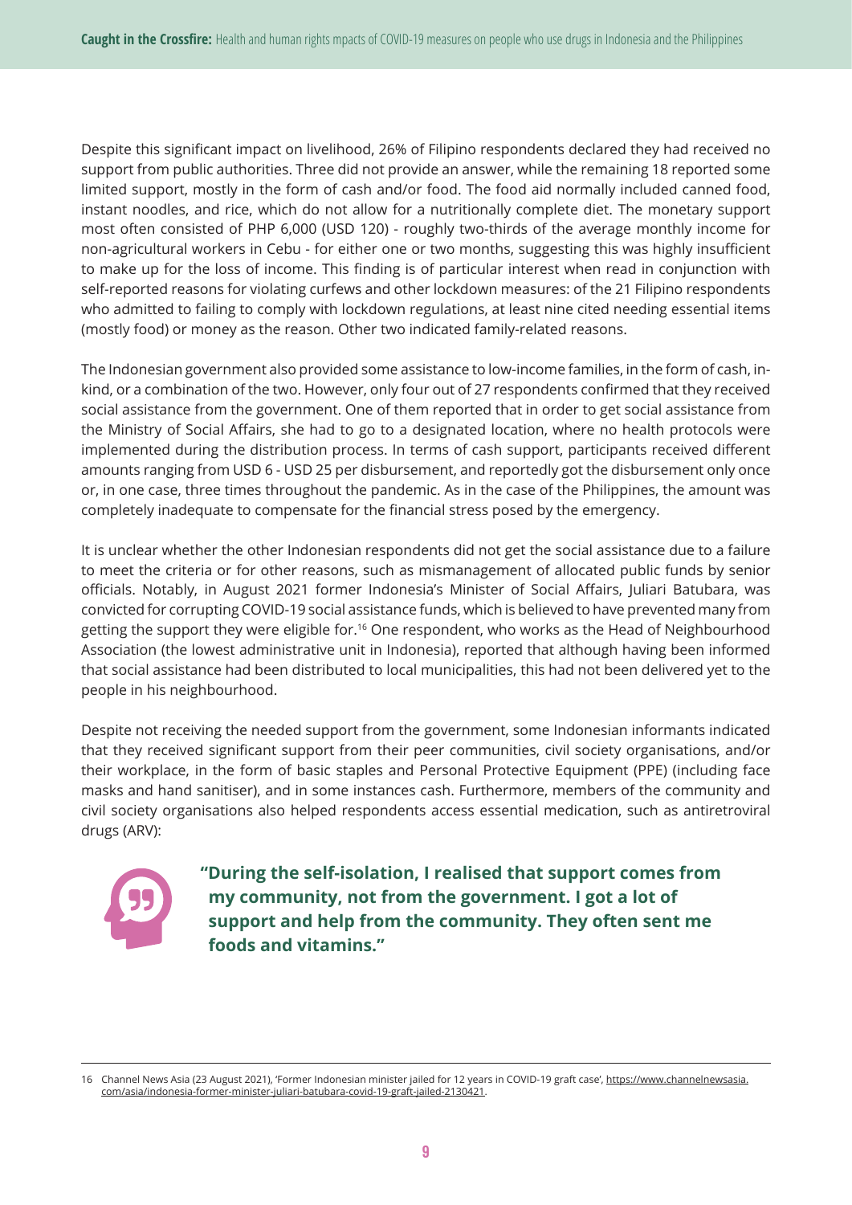Despite this significant impact on livelihood, 26% of Filipino respondents declared they had received no support from public authorities. Three did not provide an answer, while the remaining 18 reported some limited support, mostly in the form of cash and/or food. The food aid normally included canned food, instant noodles, and rice, which do not allow for a nutritionally complete diet. The monetary support most often consisted of PHP 6,000 (USD 120) - roughly two-thirds of the average monthly income for non-agricultural workers in Cebu - for either one or two months, suggesting this was highly insufficient to make up for the loss of income. This finding is of particular interest when read in conjunction with self-reported reasons for violating curfews and other lockdown measures: of the 21 Filipino respondents who admitted to failing to comply with lockdown regulations, at least nine cited needing essential items (mostly food) or money as the reason. Other two indicated family-related reasons.

The Indonesian government also provided some assistance to low-income families, in the form of cash, in-kind, or a combination of the two. However, only four out of 27 respondents confirmed that they received social assistance from the government. One of them reported that in order to get social assistance from the Ministry of Social Affairs, she had to go to a designated location, where no health protocols were implemented during the distribution process. In terms of cash support, participants received different amounts ranging from USD 6 - USD 25 per disbursement, and reportedly got the disbursement only once or, in one case, three times throughout the pandemic. As in the case of the Philippines, the amount was completely inadequate to compensate for the financial stress posed by the emergency.

It is unclear whether the other Indonesian respondents did not get the social assistance due to a failure to meet the criteria or for other reasons, such as mismanagement of allocated public funds by senior officials. Notably, in August 2021 former Indonesia's Minister of Social Affairs, Juliari Batubara, was convicted for corrupting COVID-19 social assistance funds, which is believed to have prevented many from getting the support they were eligible for.[16] One respondent, who works as the Head of Neighbourhood Association (the lowest administrative unit in Indonesia), reported that although having been informed that social assistance had been distributed to local municipalities, this had not been delivered yet to the people in his neighbourhood.

Despite not receiving the needed support from the government, some Indonesian informants indicated that they received significant support from their peer communities, civil society organisations, and/or their workplace, in the form of basic staples and Personal Protective Equipment (PPE) (including face masks and hand sanitiser), and in some instances cash. Furthermore, members of the community and civil society organisations also helped respondents access essential medication, such as antiretroviral drugs (ARV):

> **"During the self-isolation, I realised that support comes from my community, not from the government. I got a lot of support and help from the community. They often sent me foods and vitamins."**

---

16 Channel News Asia (23 August 2021), 'Former Indonesian minister jailed for 12 years in COVID-19 graft case', https://www.channelnewsasia.com/asia/indonesia-former-minister-juliari-batubara-covid-19-graft-jailed-2130421.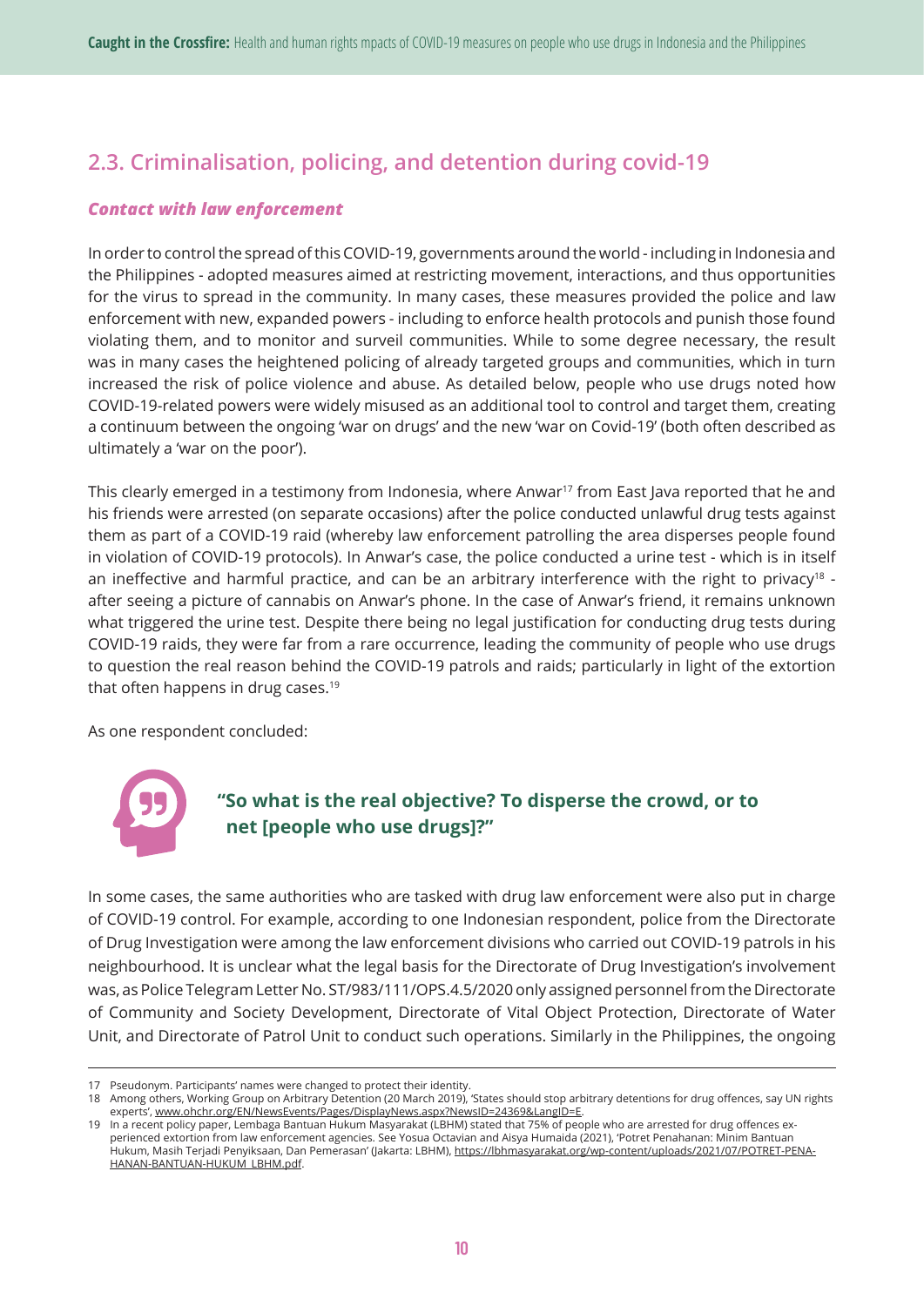## 2.3. Criminalisation, policing, and detention during covid-19

### *Contact with law enforcement*

In order to control the spread of this COVID-19, governments around the world - including in Indonesia and the Philippines - adopted measures aimed at restricting movement, interactions, and thus opportunities for the virus to spread in the community. In many cases, these measures provided the police and law enforcement with new, expanded powers - including to enforce health protocols and punish those found violating them, and to monitor and surveil communities. While to some degree necessary, the result was in many cases the heightened policing of already targeted groups and communities, which in turn increased the risk of police violence and abuse. As detailed below, people who use drugs noted how COVID-19-related powers were widely misused as an additional tool to control and target them, creating a continuum between the ongoing 'war on drugs' and the new 'war on Covid-19' (both often described as ultimately a 'war on the poor').

This clearly emerged in a testimony from Indonesia, where Anwar[17] from East Java reported that he and his friends were arrested (on separate occasions) after the police conducted unlawful drug tests against them as part of a COVID-19 raid (whereby law enforcement patrolling the area disperses people found in violation of COVID-19 protocols). In Anwar's case, the police conducted a urine test - which is in itself an ineffective and harmful practice, and can be an arbitrary interference with the right to privacy[18] - after seeing a picture of cannabis on Anwar's phone. In the case of Anwar's friend, it remains unknown what triggered the urine test. Despite there being no legal justification for conducting drug tests during COVID-19 raids, they were far from a rare occurrence, leading the community of people who use drugs to question the real reason behind the COVID-19 patrols and raids; particularly in light of the extortion that often happens in drug cases.[19]

As one respondent concluded:

> **"So what is the real objective? To disperse the crowd, or to net [people who use drugs]?"**

In some cases, the same authorities who are tasked with drug law enforcement were also put in charge of COVID-19 control. For example, according to one Indonesian respondent, police from the Directorate of Drug Investigation were among the law enforcement divisions who carried out COVID-19 patrols in his neighbourhood. It is unclear what the legal basis for the Directorate of Drug Investigation's involvement was, as Police Telegram Letter No. ST/983/111/OPS.4.5/2020 only assigned personnel from the Directorate of Community and Society Development, Directorate of Vital Object Protection, Directorate of Water Unit, and Directorate of Patrol Unit to conduct such operations. Similarly in the Philippines, the ongoing

---

17 Pseudonym. Participants' names were changed to protect their identity.

18 Among others, Working Group on Arbitrary Detention (20 March 2019), 'States should stop arbitrary detentions for drug offences, say UN rights experts', www.ohchr.org/EN/NewsEvents/Pages/DisplayNews.aspx?NewsID=24369&LangID=E.

19 In a recent policy paper, Lembaga Bantuan Hukum Masyarakat (LBHM) stated that 75% of people who are arrested for drug offences experienced extortion from law enforcement agencies. See Yosua Octavian and Aisya Humaida (2021), 'Potret Penahanan: Minim Bantuan Hukum, Masih Terjadi Penyiksaan, Dan Pemerasan' (Jakarta: LBHM), https://lbhmasyarakat.org/wp-content/uploads/2021/07/POTRET-PENAHANAN-BANTUAN-HUKUM_LBHM.pdf.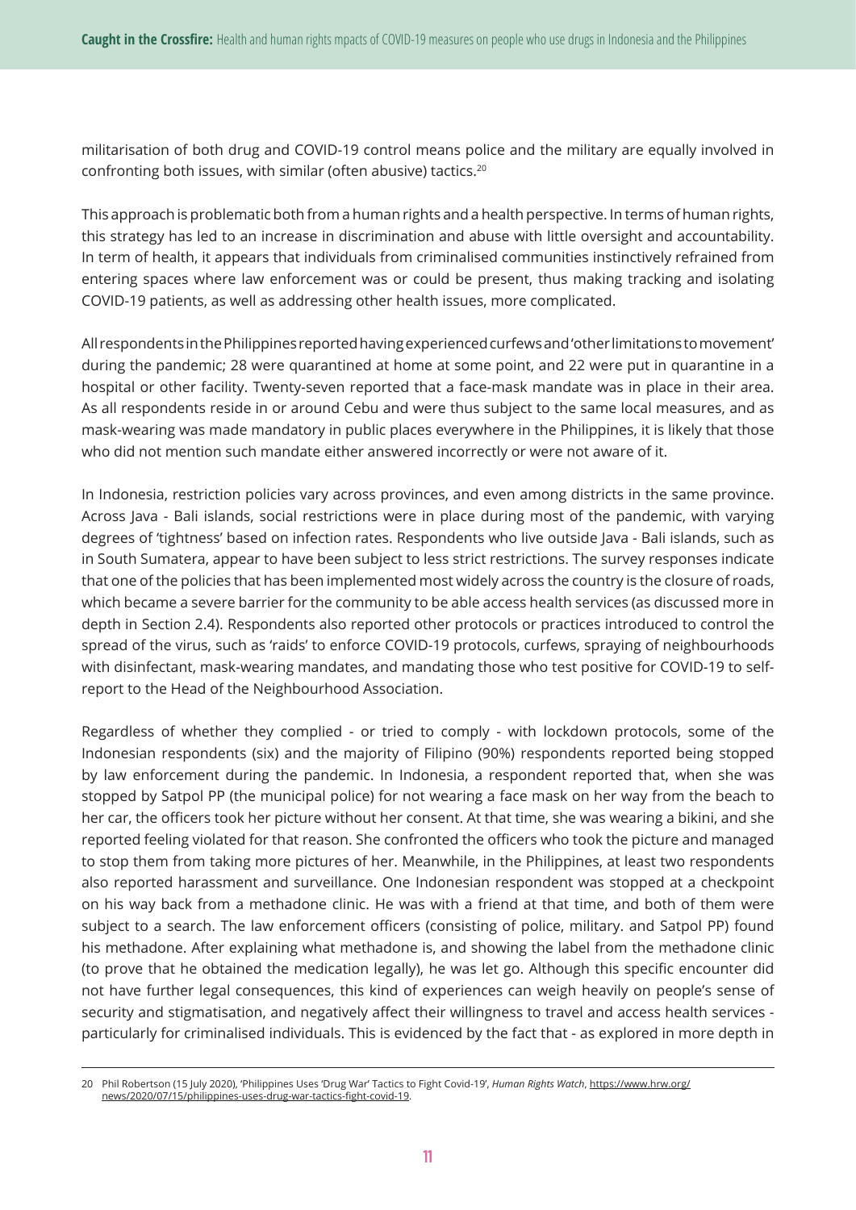militarisation of both drug and COVID-19 control means police and the military are equally involved in confronting both issues, with similar (often abusive) tactics.[20]

This approach is problematic both from a human rights and a health perspective. In terms of human rights, this strategy has led to an increase in discrimination and abuse with little oversight and accountability. In term of health, it appears that individuals from criminalised communities instinctively refrained from entering spaces where law enforcement was or could be present, thus making tracking and isolating COVID-19 patients, as well as addressing other health issues, more complicated.

All respondents in the Philippines reported having experienced curfews and 'other limitations to movement' during the pandemic; 28 were quarantined at home at some point, and 22 were put in quarantine in a hospital or other facility. Twenty-seven reported that a face-mask mandate was in place in their area. As all respondents reside in or around Cebu and were thus subject to the same local measures, and as mask-wearing was made mandatory in public places everywhere in the Philippines, it is likely that those who did not mention such mandate either answered incorrectly or were not aware of it.

In Indonesia, restriction policies vary across provinces, and even among districts in the same province. Across Java - Bali islands, social restrictions were in place during most of the pandemic, with varying degrees of 'tightness' based on infection rates. Respondents who live outside Java - Bali islands, such as in South Sumatera, appear to have been subject to less strict restrictions. The survey responses indicate that one of the policies that has been implemented most widely across the country is the closure of roads, which became a severe barrier for the community to be able access health services (as discussed more in depth in Section 2.4). Respondents also reported other protocols or practices introduced to control the spread of the virus, such as 'raids' to enforce COVID-19 protocols, curfews, spraying of neighbourhoods with disinfectant, mask-wearing mandates, and mandating those who test positive for COVID-19 to self-report to the Head of the Neighbourhood Association.

Regardless of whether they complied - or tried to comply - with lockdown protocols, some of the Indonesian respondents (six) and the majority of Filipino (90%) respondents reported being stopped by law enforcement during the pandemic. In Indonesia, a respondent reported that, when she was stopped by Satpol PP (the municipal police) for not wearing a face mask on her way from the beach to her car, the officers took her picture without her consent. At that time, she was wearing a bikini, and she reported feeling violated for that reason. She confronted the officers who took the picture and managed to stop them from taking more pictures of her. Meanwhile, in the Philippines, at least two respondents also reported harassment and surveillance. One Indonesian respondent was stopped at a checkpoint on his way back from a methadone clinic. He was with a friend at that time, and both of them were subject to a search. The law enforcement officers (consisting of police, military. and Satpol PP) found his methadone. After explaining what methadone is, and showing the label from the methadone clinic (to prove that he obtained the medication legally), he was let go. Although this specific encounter did not have further legal consequences, this kind of experiences can weigh heavily on people's sense of security and stigmatisation, and negatively affect their willingness to travel and access health services - particularly for criminalised individuals. This is evidenced by the fact that - as explored in more depth in

---

20 Phil Robertson (15 July 2020), 'Philippines Uses 'Drug War' Tactics to Fight Covid-19', *Human Rights Watch*, https://www.hrw.org/news/2020/07/15/philippines-uses-drug-war-tactics-fight-covid-19.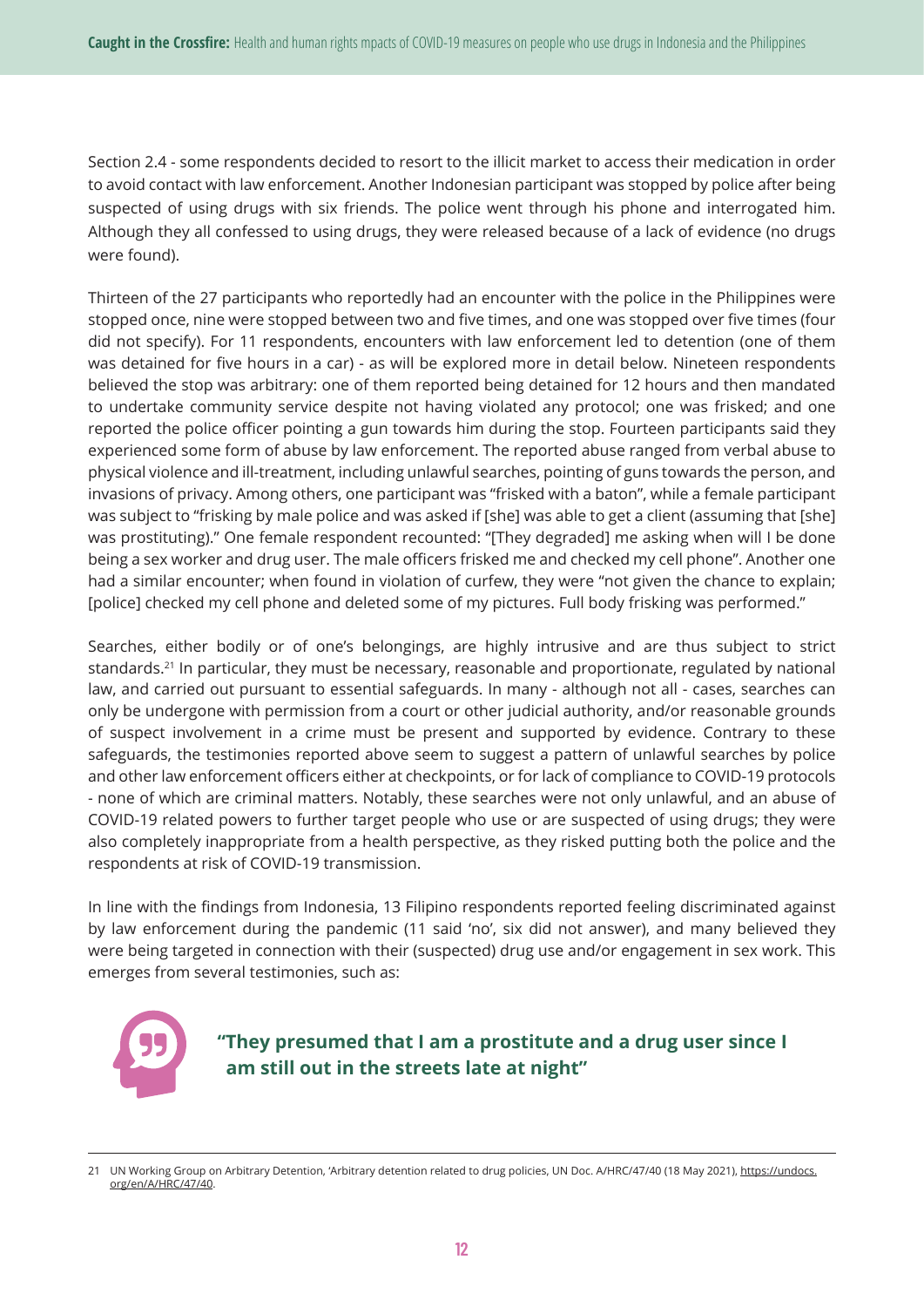Section 2.4 - some respondents decided to resort to the illicit market to access their medication in order to avoid contact with law enforcement. Another Indonesian participant was stopped by police after being suspected of using drugs with six friends. The police went through his phone and interrogated him. Although they all confessed to using drugs, they were released because of a lack of evidence (no drugs were found).

Thirteen of the 27 participants who reportedly had an encounter with the police in the Philippines were stopped once, nine were stopped between two and five times, and one was stopped over five times (four did not specify). For 11 respondents, encounters with law enforcement led to detention (one of them was detained for five hours in a car) - as will be explored more in detail below. Nineteen respondents believed the stop was arbitrary: one of them reported being detained for 12 hours and then mandated to undertake community service despite not having violated any protocol; one was frisked; and one reported the police officer pointing a gun towards him during the stop. Fourteen participants said they experienced some form of abuse by law enforcement. The reported abuse ranged from verbal abuse to physical violence and ill-treatment, including unlawful searches, pointing of guns towards the person, and invasions of privacy. Among others, one participant was "frisked with a baton", while a female participant was subject to "frisking by male police and was asked if [she] was able to get a client (assuming that [she] was prostituting)." One female respondent recounted: "[They degraded] me asking when will I be done being a sex worker and drug user. The male officers frisked me and checked my cell phone". Another one had a similar encounter; when found in violation of curfew, they were "not given the chance to explain; [police] checked my cell phone and deleted some of my pictures. Full body frisking was performed."

Searches, either bodily or of one's belongings, are highly intrusive and are thus subject to strict standards.[21] In particular, they must be necessary, reasonable and proportionate, regulated by national law, and carried out pursuant to essential safeguards. In many - although not all - cases, searches can only be undergone with permission from a court or other judicial authority, and/or reasonable grounds of suspect involvement in a crime must be present and supported by evidence. Contrary to these safeguards, the testimonies reported above seem to suggest a pattern of unlawful searches by police and other law enforcement officers either at checkpoints, or for lack of compliance to COVID-19 protocols - none of which are criminal matters. Notably, these searches were not only unlawful, and an abuse of COVID-19 related powers to further target people who use or are suspected of using drugs; they were also completely inappropriate from a health perspective, as they risked putting both the police and the respondents at risk of COVID-19 transmission.

In line with the findings from Indonesia, 13 Filipino respondents reported feeling discriminated against by law enforcement during the pandemic (11 said 'no', six did not answer), and many believed they were being targeted in connection with their (suspected) drug use and/or engagement in sex work. This emerges from several testimonies, such as:

> **"They presumed that I am a prostitute and a drug user since I am still out in the streets late at night"**

---

21 UN Working Group on Arbitrary Detention, 'Arbitrary detention related to drug policies, UN Doc. A/HRC/47/40 (18 May 2021), https://undocs.org/en/A/HRC/47/40.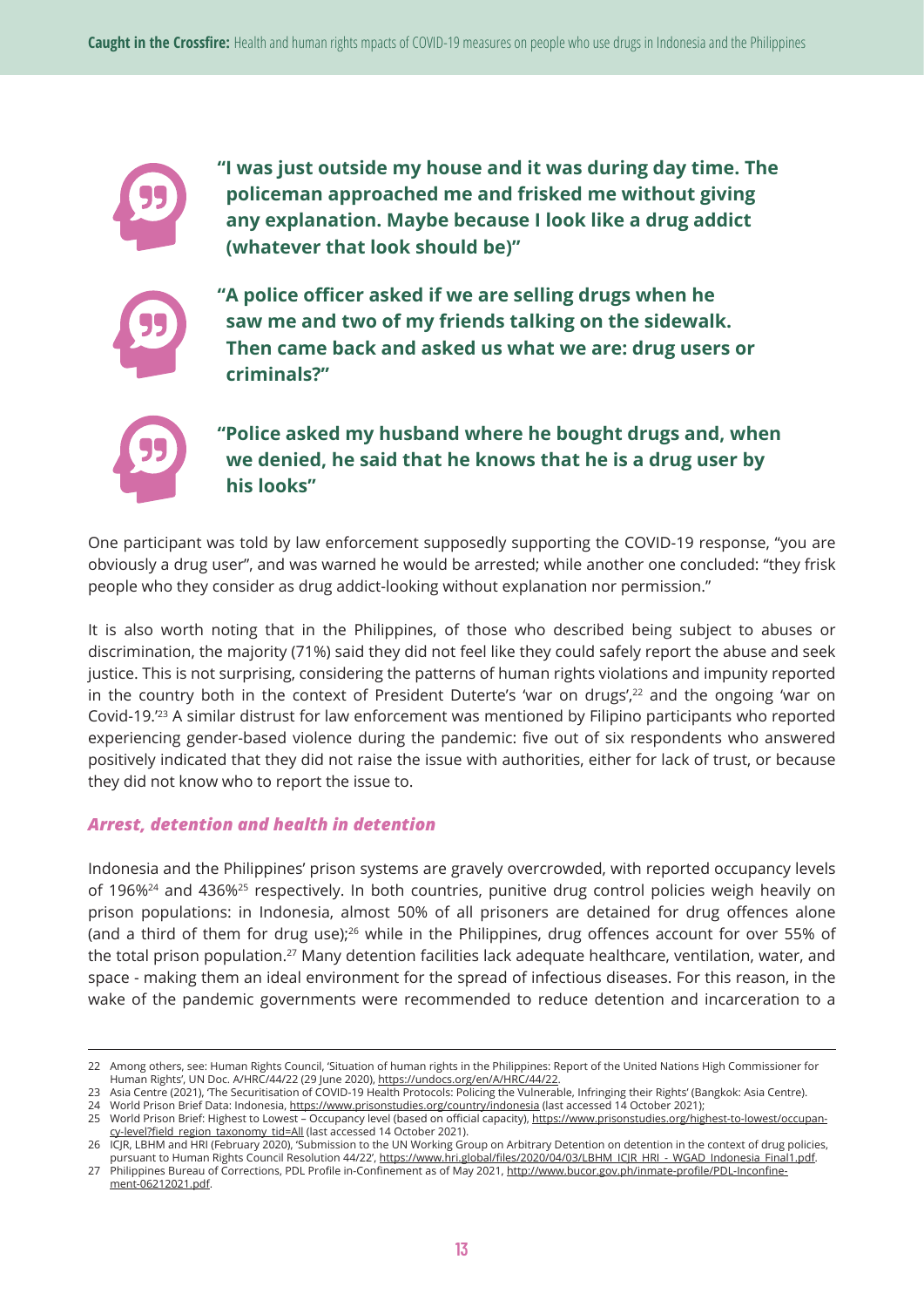**"I was just outside my house and it was during day time. The policeman approached me and frisked me without giving any explanation. Maybe because I look like a drug addict (whatever that look should be)"**

**"A police officer asked if we are selling drugs when he saw me and two of my friends talking on the sidewalk. Then came back and asked us what we are: drug users or criminals?"**

**"Police asked my husband where he bought drugs and, when we denied, he said that he knows that he is a drug user by his looks"**

One participant was told by law enforcement supposedly supporting the COVID-19 response, "you are obviously a drug user", and was warned he would be arrested; while another one concluded: "they frisk people who they consider as drug addict-looking without explanation nor permission."

It is also worth noting that in the Philippines, of those who described being subject to abuses or discrimination, the majority (71%) said they did not feel like they could safely report the abuse and seek justice. This is not surprising, considering the patterns of human rights violations and impunity reported in the country both in the context of President Duterte's 'war on drugs',[22] and the ongoing 'war on Covid-19.'[23] A similar distrust for law enforcement was mentioned by Filipino participants who reported experiencing gender-based violence during the pandemic: five out of six respondents who answered positively indicated that they did not raise the issue with authorities, either for lack of trust, or because they did not know who to report the issue to.

### *Arrest, detention and health in detention*

Indonesia and the Philippines' prison systems are gravely overcrowded, with reported occupancy levels of 196%[24] and 436%[25] respectively. In both countries, punitive drug control policies weigh heavily on prison populations: in Indonesia, almost 50% of all prisoners are detained for drug offences alone (and a third of them for drug use);[26] while in the Philippines, drug offences account for over 55% of the total prison population.[27] Many detention facilities lack adequate healthcare, ventilation, water, and space - making them an ideal environment for the spread of infectious diseases. For this reason, in the wake of the pandemic governments were recommended to reduce detention and incarceration to a

---

22 Among others, see: Human Rights Council, 'Situation of human rights in the Philippines: Report of the United Nations High Commissioner for Human Rights', UN Doc. A/HRC/44/22 (29 June 2020), https://undocs.org/en/A/HRC/44/22.

23 Asia Centre (2021), 'The Securitisation of COVID-19 Health Protocols: Policing the Vulnerable, Infringing their Rights' (Bangkok: Asia Centre).

24 World Prison Brief Data: Indonesia, https://www.prisonstudies.org/country/indonesia (last accessed 14 October 2021);

25 World Prison Brief: Highest to Lowest – Occupancy level (based on official capacity), https://www.prisonstudies.org/highest-to-lowest/occupancy-level?field_region_taxonomy_tid=All (last accessed 14 October 2021).

26 ICJR, LBHM and HRI (February 2020), 'Submission to the UN Working Group on Arbitrary Detention on detention in the context of drug policies, pursuant to Human Rights Council Resolution 44/22', https://www.hri.global/files/2020/04/03/LBHM_ICJR_HRI_-_WGAD_Indonesia_Final1.pdf.

27 Philippines Bureau of Corrections, PDL Profile in-Confinement as of May 2021, http://www.bucor.gov.ph/inmate-profile/PDL-Inconfinement-06212021.pdf.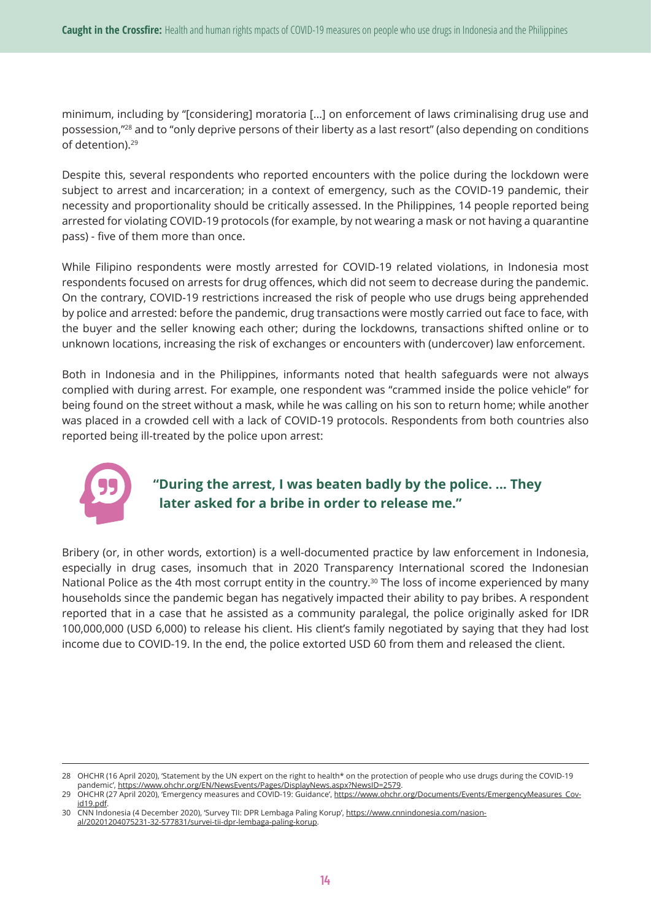minimum, including by "[considering] moratoria [...] on enforcement of laws criminalising drug use and possession,"[28] and to "only deprive persons of their liberty as a last resort" (also depending on conditions of detention).[29]

Despite this, several respondents who reported encounters with the police during the lockdown were subject to arrest and incarceration; in a context of emergency, such as the COVID-19 pandemic, their necessity and proportionality should be critically assessed. In the Philippines, 14 people reported being arrested for violating COVID-19 protocols (for example, by not wearing a mask or not having a quarantine pass) - five of them more than once.

While Filipino respondents were mostly arrested for COVID-19 related violations, in Indonesia most respondents focused on arrests for drug offences, which did not seem to decrease during the pandemic. On the contrary, COVID-19 restrictions increased the risk of people who use drugs being apprehended by police and arrested: before the pandemic, drug transactions were mostly carried out face to face, with the buyer and the seller knowing each other; during the lockdowns, transactions shifted online or to unknown locations, increasing the risk of exchanges or encounters with (undercover) law enforcement.

Both in Indonesia and in the Philippines, informants noted that health safeguards were not always complied with during arrest. For example, one respondent was "crammed inside the police vehicle" for being found on the street without a mask, while he was calling on his son to return home; while another was placed in a crowded cell with a lack of COVID-19 protocols. Respondents from both countries also reported being ill-treated by the police upon arrest:

> **"During the arrest, I was beaten badly by the police. ... They later asked for a bribe in order to release me."**

Bribery (or, in other words, extortion) is a well-documented practice by law enforcement in Indonesia, especially in drug cases, insomuch that in 2020 Transparency International scored the Indonesian National Police as the 4th most corrupt entity in the country.[30] The loss of income experienced by many households since the pandemic began has negatively impacted their ability to pay bribes. A respondent reported that in a case that he assisted as a community paralegal, the police originally asked for IDR 100,000,000 (USD 6,000) to release his client. His client's family negotiated by saying that they had lost income due to COVID-19. In the end, the police extorted USD 60 from them and released the client.

---

28 OHCHR (16 April 2020), 'Statement by the UN expert on the right to health* on the protection of people who use drugs during the COVID-19 pandemic', https://www.ohchr.org/EN/NewsEvents/Pages/DisplayNews.aspx?NewsID=2579.

29 OHCHR (27 April 2020), 'Emergency measures and COVID-19: Guidance', https://www.ohchr.org/Documents/Events/EmergencyMeasures_Covid19.pdf.

30 CNN Indonesia (4 December 2020), 'Survey TII: DPR Lembaga Paling Korup', https://www.cnnindonesia.com/nasional/20201204075231-32-577831/survei-tii-dpr-lembaga-paling-korup.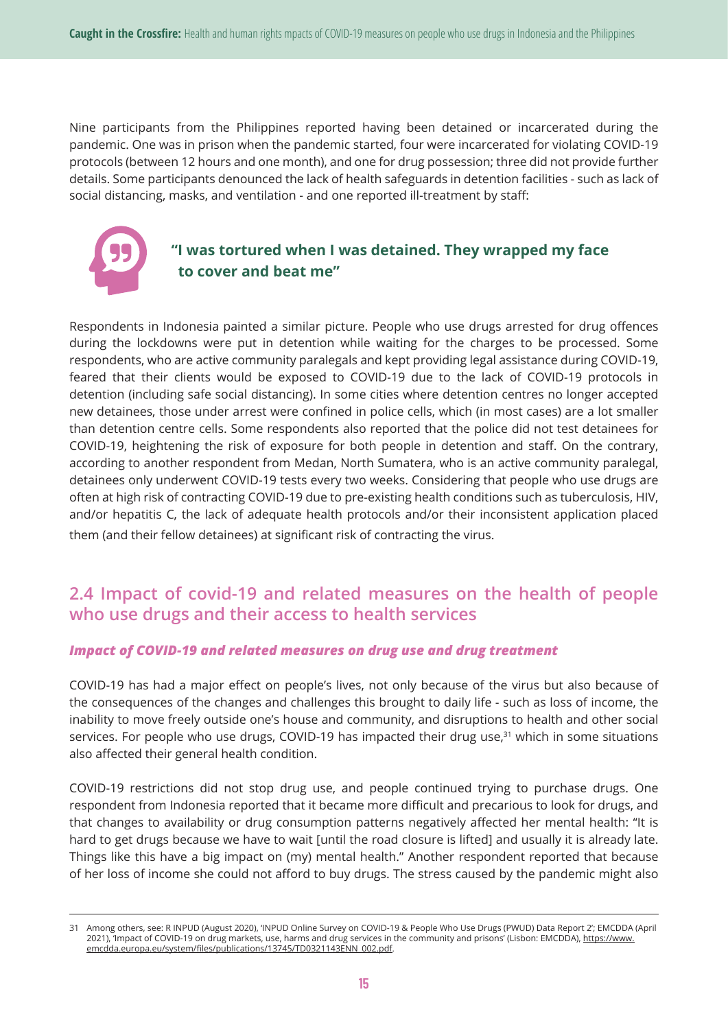Nine participants from the Philippines reported having been detained or incarcerated during the pandemic. One was in prison when the pandemic started, four were incarcerated for violating COVID-19 protocols (between 12 hours and one month), and one for drug possession; three did not provide further details. Some participants denounced the lack of health safeguards in detention facilities - such as lack of social distancing, masks, and ventilation - and one reported ill-treatment by staff:

> **"I was tortured when I was detained. They wrapped my face to cover and beat me"**

Respondents in Indonesia painted a similar picture. People who use drugs arrested for drug offences during the lockdowns were put in detention while waiting for the charges to be processed. Some respondents, who are active community paralegals and kept providing legal assistance during COVID-19, feared that their clients would be exposed to COVID-19 due to the lack of COVID-19 protocols in detention (including safe social distancing). In some cities where detention centres no longer accepted new detainees, those under arrest were confined in police cells, which (in most cases) are a lot smaller than detention centre cells. Some respondents also reported that the police did not test detainees for COVID-19, heightening the risk of exposure for both people in detention and staff. On the contrary, according to another respondent from Medan, North Sumatera, who is an active community paralegal, detainees only underwent COVID-19 tests every two weeks. Considering that people who use drugs are often at high risk of contracting COVID-19 due to pre-existing health conditions such as tuberculosis, HIV, and/or hepatitis C, the lack of adequate health protocols and/or their inconsistent application placed them (and their fellow detainees) at significant risk of contracting the virus.

## 2.4 Impact of covid-19 and related measures on the health of people who use drugs and their access to health services

### *Impact of COVID-19 and related measures on drug use and drug treatment*

COVID-19 has had a major effect on people's lives, not only because of the virus but also because of the consequences of the changes and challenges this brought to daily life - such as loss of income, the inability to move freely outside one's house and community, and disruptions to health and other social services. For people who use drugs, COVID-19 has impacted their drug use,[31] which in some situations also affected their general health condition.

COVID-19 restrictions did not stop drug use, and people continued trying to purchase drugs. One respondent from Indonesia reported that it became more difficult and precarious to look for drugs, and that changes to availability or drug consumption patterns negatively affected her mental health: "It is hard to get drugs because we have to wait [until the road closure is lifted] and usually it is already late. Things like this have a big impact on (my) mental health." Another respondent reported that because of her loss of income she could not afford to buy drugs. The stress caused by the pandemic might also

---

31 Among others, see: R INPUD (August 2020), 'INPUD Online Survey on COVID-19 & People Who Use Drugs (PWUD) Data Report 2'; EMCDDA (April 2021), 'Impact of COVID-19 on drug markets, use, harms and drug services in the community and prisons' (Lisbon: EMCDDA), https://www.emcdda.europa.eu/system/files/publications/13745/TD0321143ENN_002.pdf.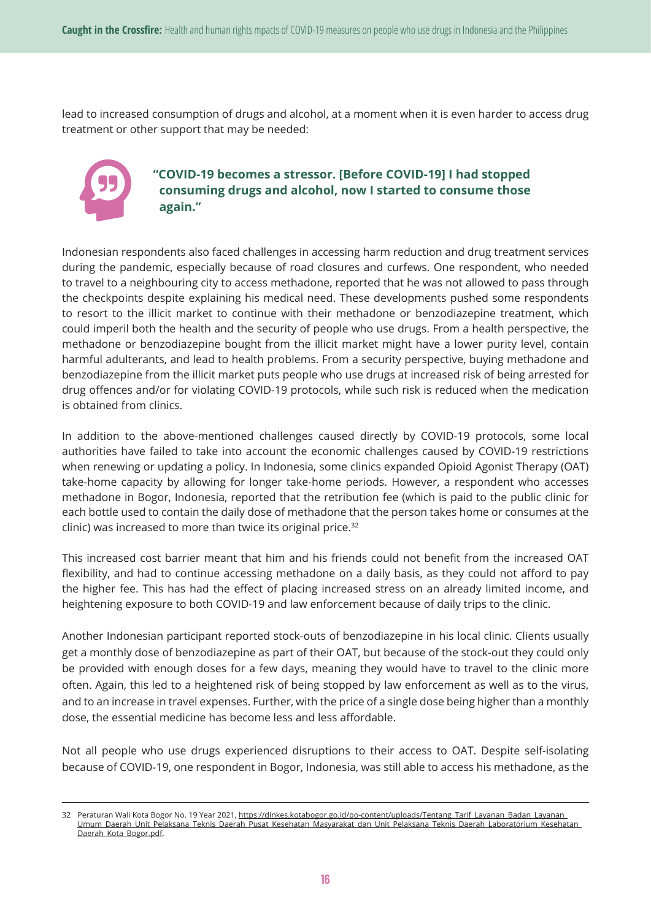lead to increased consumption of drugs and alcohol, at a moment when it is even harder to access drug treatment or other support that may be needed:

> **"COVID-19 becomes a stressor. [Before COVID-19] I had stopped consuming drugs and alcohol, now I started to consume those again."**

Indonesian respondents also faced challenges in accessing harm reduction and drug treatment services during the pandemic, especially because of road closures and curfews. One respondent, who needed to travel to a neighbouring city to access methadone, reported that he was not allowed to pass through the checkpoints despite explaining his medical need. These developments pushed some respondents to resort to the illicit market to continue with their methadone or benzodiazepine treatment, which could imperil both the health and the security of people who use drugs. From a health perspective, the methadone or benzodiazepine bought from the illicit market might have a lower purity level, contain harmful adulterants, and lead to health problems. From a security perspective, buying methadone and benzodiazepine from the illicit market puts people who use drugs at increased risk of being arrested for drug offences and/or for violating COVID-19 protocols, while such risk is reduced when the medication is obtained from clinics.

In addition to the above-mentioned challenges caused directly by COVID-19 protocols, some local authorities have failed to take into account the economic challenges caused by COVID-19 restrictions when renewing or updating a policy. In Indonesia, some clinics expanded Opioid Agonist Therapy (OAT) take-home capacity by allowing for longer take-home periods. However, a respondent who accesses methadone in Bogor, Indonesia, reported that the retribution fee (which is paid to the public clinic for each bottle used to contain the daily dose of methadone that the person takes home or consumes at the clinic) was increased to more than twice its original price.[32]

This increased cost barrier meant that him and his friends could not benefit from the increased OAT flexibility, and had to continue accessing methadone on a daily basis, as they could not afford to pay the higher fee. This has had the effect of placing increased stress on an already limited income, and heightening exposure to both COVID-19 and law enforcement because of daily trips to the clinic.

Another Indonesian participant reported stock-outs of benzodiazepine in his local clinic. Clients usually get a monthly dose of benzodiazepine as part of their OAT, but because of the stock-out they could only be provided with enough doses for a few days, meaning they would have to travel to the clinic more often. Again, this led to a heightened risk of being stopped by law enforcement as well as to the virus, and to an increase in travel expenses. Further, with the price of a single dose being higher than a monthly dose, the essential medicine has become less and less affordable.

Not all people who use drugs experienced disruptions to their access to OAT. Despite self-isolating because of COVID-19, one respondent in Bogor, Indonesia, was still able to access his methadone, as the

---

32 Peraturan Wali Kota Bogor No. 19 Year 2021, https://dinkes.kotabogor.go.id/po-content/uploads/Tentang_Tarif_Layanan_Badan_Layanan_Umum_Daerah_Unit_Pelaksana_Teknis_Daerah_Pusat_Kesehatan_Masyarakat_dan_Unit_Pelaksana_Teknis_Daerah_Laboratorium_Kesehatan_Daerah_Kota_Bogor.pdf.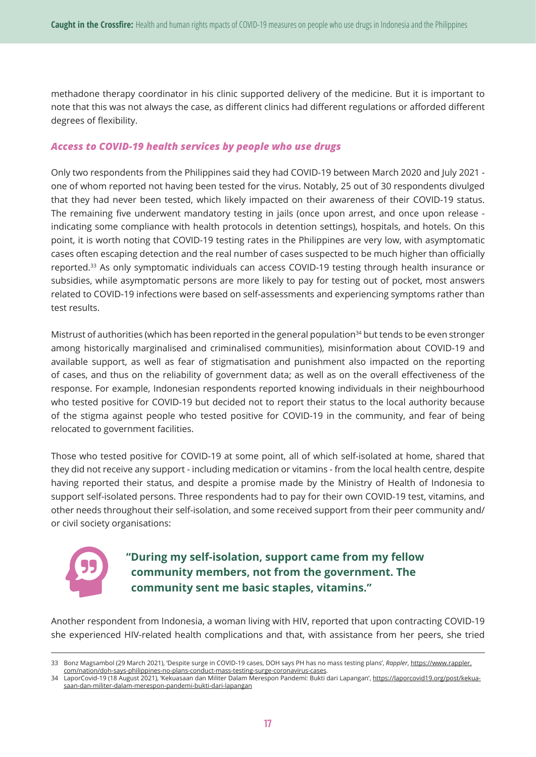methadone therapy coordinator in his clinic supported delivery of the medicine. But it is important to note that this was not always the case, as different clinics had different regulations or afforded different degrees of flexibility.

### *Access to COVID-19 health services by people who use drugs*

Only two respondents from the Philippines said they had COVID-19 between March 2020 and July 2021 - one of whom reported not having been tested for the virus. Notably, 25 out of 30 respondents divulged that they had never been tested, which likely impacted on their awareness of their COVID-19 status. The remaining five underwent mandatory testing in jails (once upon arrest, and once upon release - indicating some compliance with health protocols in detention settings), hospitals, and hotels. On this point, it is worth noting that COVID-19 testing rates in the Philippines are very low, with asymptomatic cases often escaping detection and the real number of cases suspected to be much higher than officially reported.[33] As only symptomatic individuals can access COVID-19 testing through health insurance or subsidies, while asymptomatic persons are more likely to pay for testing out of pocket, most answers related to COVID-19 infections were based on self-assessments and experiencing symptoms rather than test results.

Mistrust of authorities (which has been reported in the general population[34] but tends to be even stronger among historically marginalised and criminalised communities), misinformation about COVID-19 and available support, as well as fear of stigmatisation and punishment also impacted on the reporting of cases, and thus on the reliability of government data; as well as on the overall effectiveness of the response. For example, Indonesian respondents reported knowing individuals in their neighbourhood who tested positive for COVID-19 but decided not to report their status to the local authority because of the stigma against people who tested positive for COVID-19 in the community, and fear of being relocated to government facilities.

Those who tested positive for COVID-19 at some point, all of which self-isolated at home, shared that they did not receive any support - including medication or vitamins - from the local health centre, despite having reported their status, and despite a promise made by the Ministry of Health of Indonesia to support self-isolated persons. Three respondents had to pay for their own COVID-19 test, vitamins, and other needs throughout their self-isolation, and some received support from their peer community and/or civil society organisations:

> **"During my self-isolation, support came from my fellow community members, not from the government. The community sent me basic staples, vitamins."**

Another respondent from Indonesia, a woman living with HIV, reported that upon contracting COVID-19 she experienced HIV-related health complications and that, with assistance from her peers, she tried

---

33 Bonz Magsambol (29 March 2021), 'Despite surge in COVID-19 cases, DOH says PH has no mass testing plans', *Rappler*, https://www.rappler.com/nation/doh-says-philippines-no-plans-conduct-mass-testing-surge-coronavirus-cases.

34 LaporCovid-19 (18 August 2021), 'Kekuasaan dan Militer Dalam Merespon Pandemi: Bukti dari Lapangan', https://laporcovid19.org/post/kekuasaan-dan-militer-dalam-merespon-pandemi-bukti-dari-lapangan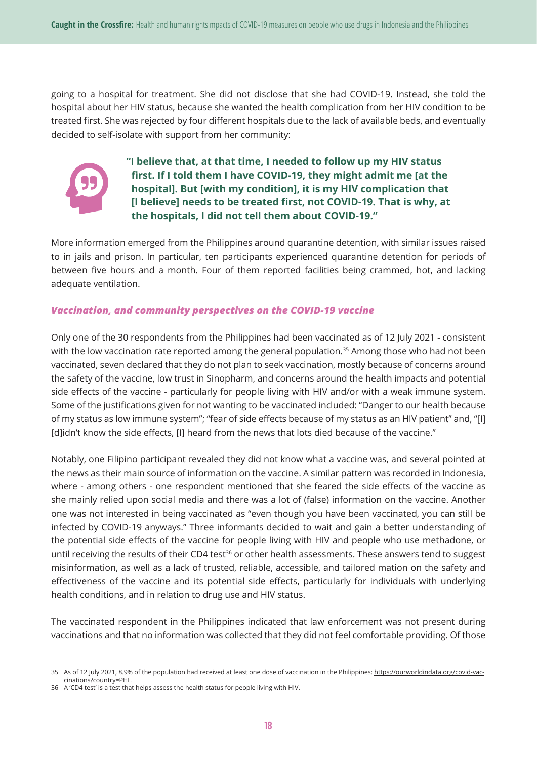going to a hospital for treatment. She did not disclose that she had COVID-19. Instead, she told the hospital about her HIV status, because she wanted the health complication from her HIV condition to be treated first. She was rejected by four different hospitals due to the lack of available beds, and eventually decided to self-isolate with support from her community:

> **"I believe that, at that time, I needed to follow up my HIV status first. If I told them I have COVID-19, they might admit me [at the hospital]. But [with my condition], it is my HIV complication that [I believe] needs to be treated first, not COVID-19. That is why, at the hospitals, I did not tell them about COVID-19."**

More information emerged from the Philippines around quarantine detention, with similar issues raised to in jails and prison. In particular, ten participants experienced quarantine detention for periods of between five hours and a month. Four of them reported facilities being crammed, hot, and lacking adequate ventilation.

### *Vaccination, and community perspectives on the COVID-19 vaccine*

Only one of the 30 respondents from the Philippines had been vaccinated as of 12 July 2021 - consistent with the low vaccination rate reported among the general population.[35] Among those who had not been vaccinated, seven declared that they do not plan to seek vaccination, mostly because of concerns around the safety of the vaccine, low trust in Sinopharm, and concerns around the health impacts and potential side effects of the vaccine - particularly for people living with HIV and/or with a weak immune system. Some of the justifications given for not wanting to be vaccinated included: "Danger to our health because of my status as low immune system"; "fear of side effects because of my status as an HIV patient" and, "[I] [d]idn't know the side effects, [I] heard from the news that lots died because of the vaccine."

Notably, one Filipino participant revealed they did not know what a vaccine was, and several pointed at the news as their main source of information on the vaccine. A similar pattern was recorded in Indonesia, where - among others - one respondent mentioned that she feared the side effects of the vaccine as she mainly relied upon social media and there was a lot of (false) information on the vaccine. Another one was not interested in being vaccinated as "even though you have been vaccinated, you can still be infected by COVID-19 anyways." Three informants decided to wait and gain a better understanding of the potential side effects of the vaccine for people living with HIV and people who use methadone, or until receiving the results of their CD4 test[36] or other health assessments. These answers tend to suggest misinformation, as well as a lack of trusted, reliable, accessible, and tailored mation on the safety and effectiveness of the vaccine and its potential side effects, particularly for individuals with underlying health conditions, and in relation to drug use and HIV status.

The vaccinated respondent in the Philippines indicated that law enforcement was not present during vaccinations and that no information was collected that they did not feel comfortable providing. Of those

---

35 As of 12 July 2021, 8.9% of the population had received at least one dose of vaccination in the Philippines: https://ourworldindata.org/covid-vaccinations?country=PHL.

36 A 'CD4 test' is a test that helps assess the health status for people living with HIV.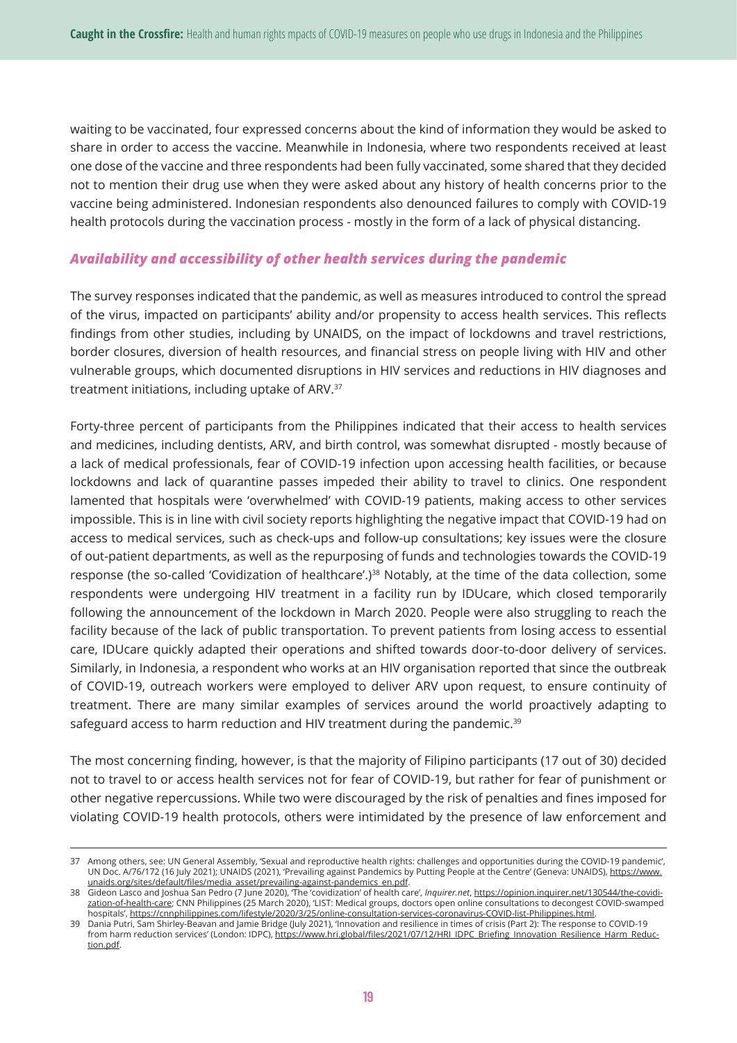waiting to be vaccinated, four expressed concerns about the kind of information they would be asked to share in order to access the vaccine. Meanwhile in Indonesia, where two respondents received at least one dose of the vaccine and three respondents had been fully vaccinated, some shared that they decided not to mention their drug use when they were asked about any history of health concerns prior to the vaccine being administered. Indonesian respondents also denounced failures to comply with COVID-19 health protocols during the vaccination process - mostly in the form of a lack of physical distancing.

### *Availability and accessibility of other health services during the pandemic*

The survey responses indicated that the pandemic, as well as measures introduced to control the spread of the virus, impacted on participants' ability and/or propensity to access health services. This reflects findings from other studies, including by UNAIDS, on the impact of lockdowns and travel restrictions, border closures, diversion of health resources, and financial stress on people living with HIV and other vulnerable groups, which documented disruptions in HIV services and reductions in HIV diagnoses and treatment initiations, including uptake of ARV.[37]

Forty-three percent of participants from the Philippines indicated that their access to health services and medicines, including dentists, ARV, and birth control, was somewhat disrupted - mostly because of a lack of medical professionals, fear of COVID-19 infection upon accessing health facilities, or because lockdowns and lack of quarantine passes impeded their ability to travel to clinics. One respondent lamented that hospitals were 'overwhelmed' with COVID-19 patients, making access to other services impossible. This is in line with civil society reports highlighting the negative impact that COVID-19 had on access to medical services, such as check-ups and follow-up consultations; key issues were the closure of out-patient departments, as well as the repurposing of funds and technologies towards the COVID-19 response (the so-called 'Covidization of healthcare'.)[38] Notably, at the time of the data collection, some respondents were undergoing HIV treatment in a facility run by IDUcare, which closed temporarily following the announcement of the lockdown in March 2020. People were also struggling to reach the facility because of the lack of public transportation. To prevent patients from losing access to essential care, IDUcare quickly adapted their operations and shifted towards door-to-door delivery of services. Similarly, in Indonesia, a respondent who works at an HIV organisation reported that since the outbreak of COVID-19, outreach workers were employed to deliver ARV upon request, to ensure continuity of treatment. There are many similar examples of services around the world proactively adapting to safeguard access to harm reduction and HIV treatment during the pandemic.[39]

The most concerning finding, however, is that the majority of Filipino participants (17 out of 30) decided not to travel to or access health services not for fear of COVID-19, but rather for fear of punishment or other negative repercussions. While two were discouraged by the risk of penalties and fines imposed for violating COVID-19 health protocols, others were intimidated by the presence of law enforcement and

---

37 Among others, see: UN General Assembly, 'Sexual and reproductive health rights: challenges and opportunities during the COVID-19 pandemic', UN Doc. A/76/172 (16 July 2021); UNAIDS (2021), 'Prevailing against Pandemics by Putting People at the Centre' (Geneva: UNAIDS), https://www.unaids.org/sites/default/files/media_asset/prevailing-against-pandemics_en.pdf.

38 Gideon Lasco and Joshua San Pedro (7 June 2020), 'The 'covidization' of health care', *Inquirer.net*, https://opinion.inquirer.net/130544/the-covidization-of-health-care; CNN Philippines (25 March 2020), 'LIST: Medical groups, doctors open online consultations to decongest COVID-swamped hospitals', https://cnnphilippines.com/lifestyle/2020/3/25/online-consultation-services-coronavirus-COVID-list-Philippines.html.

39 Dania Putri, Sam Shirley-Beavan and Jamie Bridge (July 2021), 'Innovation and resilience in times of crisis (Part 2): The response to COVID-19 from harm reduction services' (London: IDPC), https://www.hri.global/files/2021/07/12/HRI_IDPC_Briefing_Innovation_Resilience_Harm_Reduction.pdf.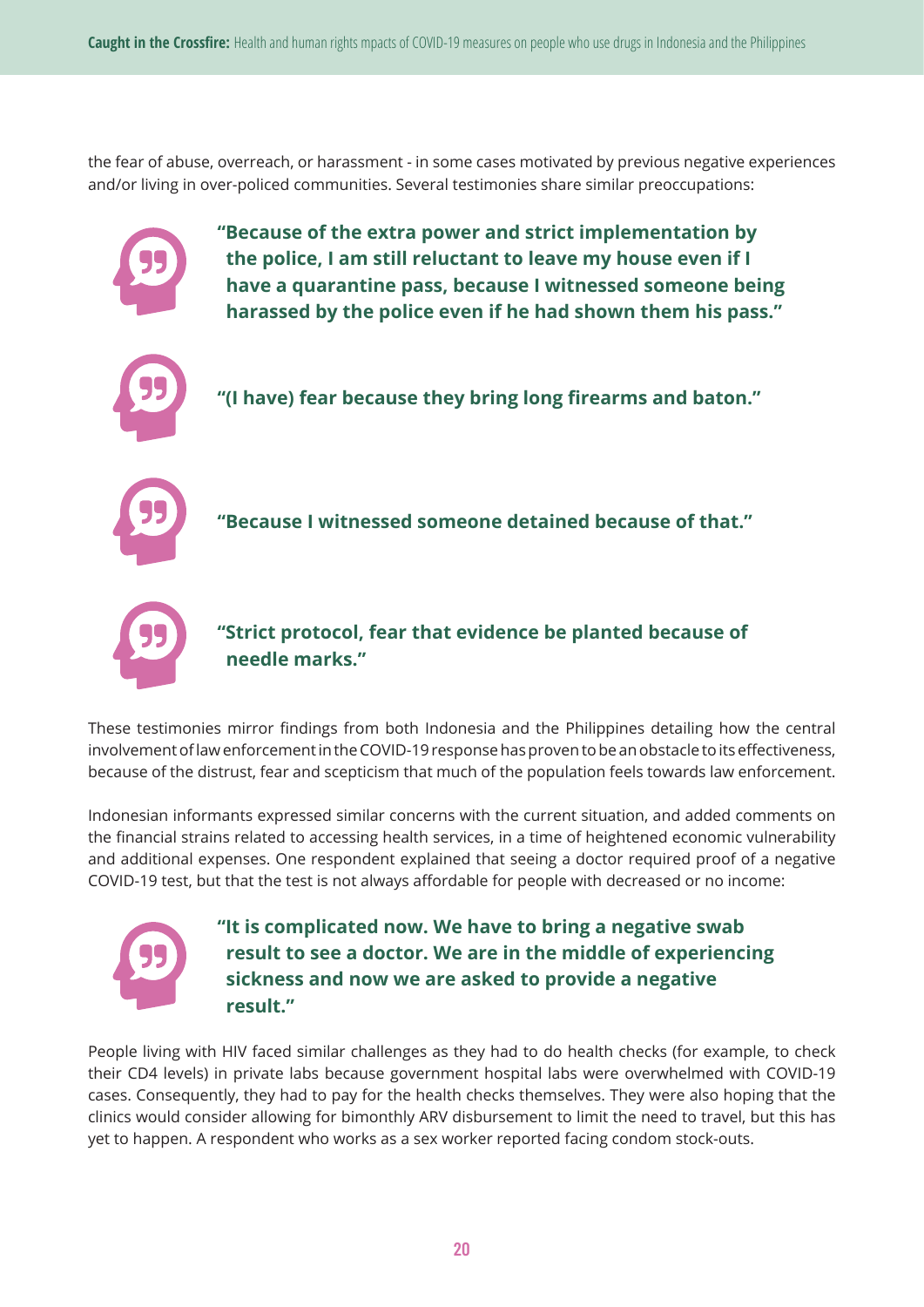the fear of abuse, overreach, or harassment - in some cases motivated by previous negative experiences and/or living in over-policed communities. Several testimonies share similar preoccupations:

> **"Because of the extra power and strict implementation by the police, I am still reluctant to leave my house even if I have a quarantine pass, because I witnessed someone being harassed by the police even if he had shown them his pass."**

> **"(I have) fear because they bring long firearms and baton."**

> **"Because I witnessed someone detained because of that."**

> **"Strict protocol, fear that evidence be planted because of needle marks."**

These testimonies mirror findings from both Indonesia and the Philippines detailing how the central involvement of law enforcement in the COVID-19 response has proven to be an obstacle to its effectiveness, because of the distrust, fear and scepticism that much of the population feels towards law enforcement.

Indonesian informants expressed similar concerns with the current situation, and added comments on the financial strains related to accessing health services, in a time of heightened economic vulnerability and additional expenses. One respondent explained that seeing a doctor required proof of a negative COVID-19 test, but that the test is not always affordable for people with decreased or no income:

> **"It is complicated now. We have to bring a negative swab result to see a doctor. We are in the middle of experiencing sickness and now we are asked to provide a negative result."**

People living with HIV faced similar challenges as they had to do health checks (for example, to check their CD4 levels) in private labs because government hospital labs were overwhelmed with COVID-19 cases. Consequently, they had to pay for the health checks themselves. They were also hoping that the clinics would consider allowing for bimonthly ARV disbursement to limit the need to travel, but this has yet to happen. A respondent who works as a sex worker reported facing condom stock-outs.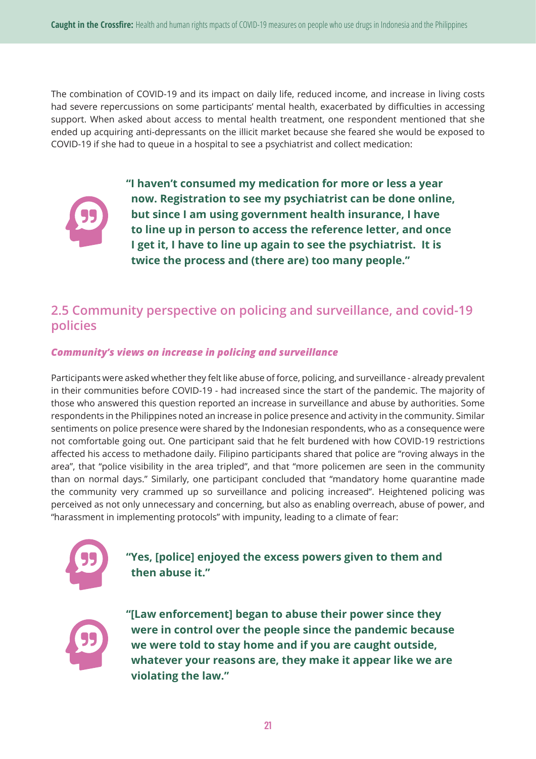The combination of COVID-19 and its impact on daily life, reduced income, and increase in living costs had severe repercussions on some participants' mental health, exacerbated by difficulties in accessing support. When asked about access to mental health treatment, one respondent mentioned that she ended up acquiring anti-depressants on the illicit market because she feared she would be exposed to COVID-19 if she had to queue in a hospital to see a psychiatrist and collect medication:

> **"I haven't consumed my medication for more or less a year now. Registration to see my psychiatrist can be done online, but since I am using government health insurance, I have to line up in person to access the reference letter, and once I get it, I have to line up again to see the psychiatrist. It is twice the process and (there are) too many people."**

## 2.5 Community perspective on policing and surveillance, and covid-19 policies

### *Community's views on increase in policing and surveillance*

Participants were asked whether they felt like abuse of force, policing, and surveillance - already prevalent in their communities before COVID-19 - had increased since the start of the pandemic. The majority of those who answered this question reported an increase in surveillance and abuse by authorities. Some respondents in the Philippines noted an increase in police presence and activity in the community. Similar sentiments on police presence were shared by the Indonesian respondents, who as a consequence were not comfortable going out. One participant said that he felt burdened with how COVID-19 restrictions affected his access to methadone daily. Filipino participants shared that police are "roving always in the area", that "police visibility in the area tripled", and that "more policemen are seen in the community than on normal days." Similarly, one participant concluded that "mandatory home quarantine made the community very crammed up so surveillance and policing increased". Heightened policing was perceived as not only unnecessary and concerning, but also as enabling overreach, abuse of power, and "harassment in implementing protocols" with impunity, leading to a climate of fear:

> **"Yes, [police] enjoyed the excess powers given to them and then abuse it."**

> **"[Law enforcement] began to abuse their power since they were in control over the people since the pandemic because we were told to stay home and if you are caught outside, whatever your reasons are, they make it appear like we are violating the law."**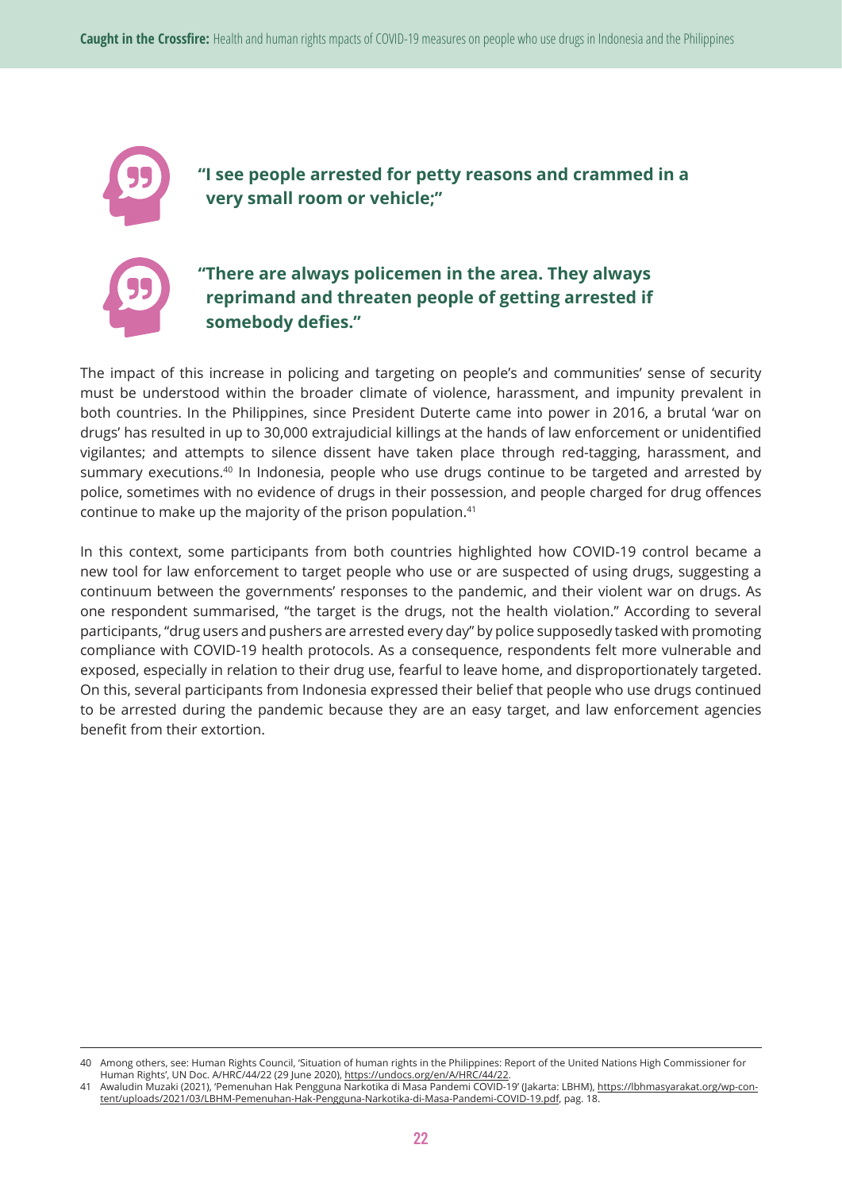**"I see people arrested for petty reasons and crammed in a very small room or vehicle;"**

**"There are always policemen in the area. They always reprimand and threaten people of getting arrested if somebody defies."**

The impact of this increase in policing and targeting on people's and communities' sense of security must be understood within the broader climate of violence, harassment, and impunity prevalent in both countries. In the Philippines, since President Duterte came into power in 2016, a brutal 'war on drugs' has resulted in up to 30,000 extrajudicial killings at the hands of law enforcement or unidentified vigilantes; and attempts to silence dissent have taken place through red-tagging, harassment, and summary executions.[40] In Indonesia, people who use drugs continue to be targeted and arrested by police, sometimes with no evidence of drugs in their possession, and people charged for drug offences continue to make up the majority of the prison population.[41]

In this context, some participants from both countries highlighted how COVID-19 control became a new tool for law enforcement to target people who use or are suspected of using drugs, suggesting a continuum between the governments' responses to the pandemic, and their violent war on drugs. As one respondent summarised, "the target is the drugs, not the health violation." According to several participants, "drug users and pushers are arrested every day" by police supposedly tasked with promoting compliance with COVID-19 health protocols. As a consequence, respondents felt more vulnerable and exposed, especially in relation to their drug use, fearful to leave home, and disproportionately targeted. On this, several participants from Indonesia expressed their belief that people who use drugs continued to be arrested during the pandemic because they are an easy target, and law enforcement agencies benefit from their extortion.

---

40 Among others, see: Human Rights Council, 'Situation of human rights in the Philippines: Report of the United Nations High Commissioner for Human Rights', UN Doc. A/HRC/44/22 (29 June 2020), https://undocs.org/en/A/HRC/44/22.

41 Awaludin Muzaki (2021), 'Pemenuhan Hak Pengguna Narkotika di Masa Pandemi COVID-19' (Jakarta: LBHM), https://lbhmasyarakat.org/wp-content/uploads/2021/03/LBHM-Pemenuhan-Hak-Pengguna-Narkotika-di-Masa-Pandemi-COVID-19.pdf, pag. 18.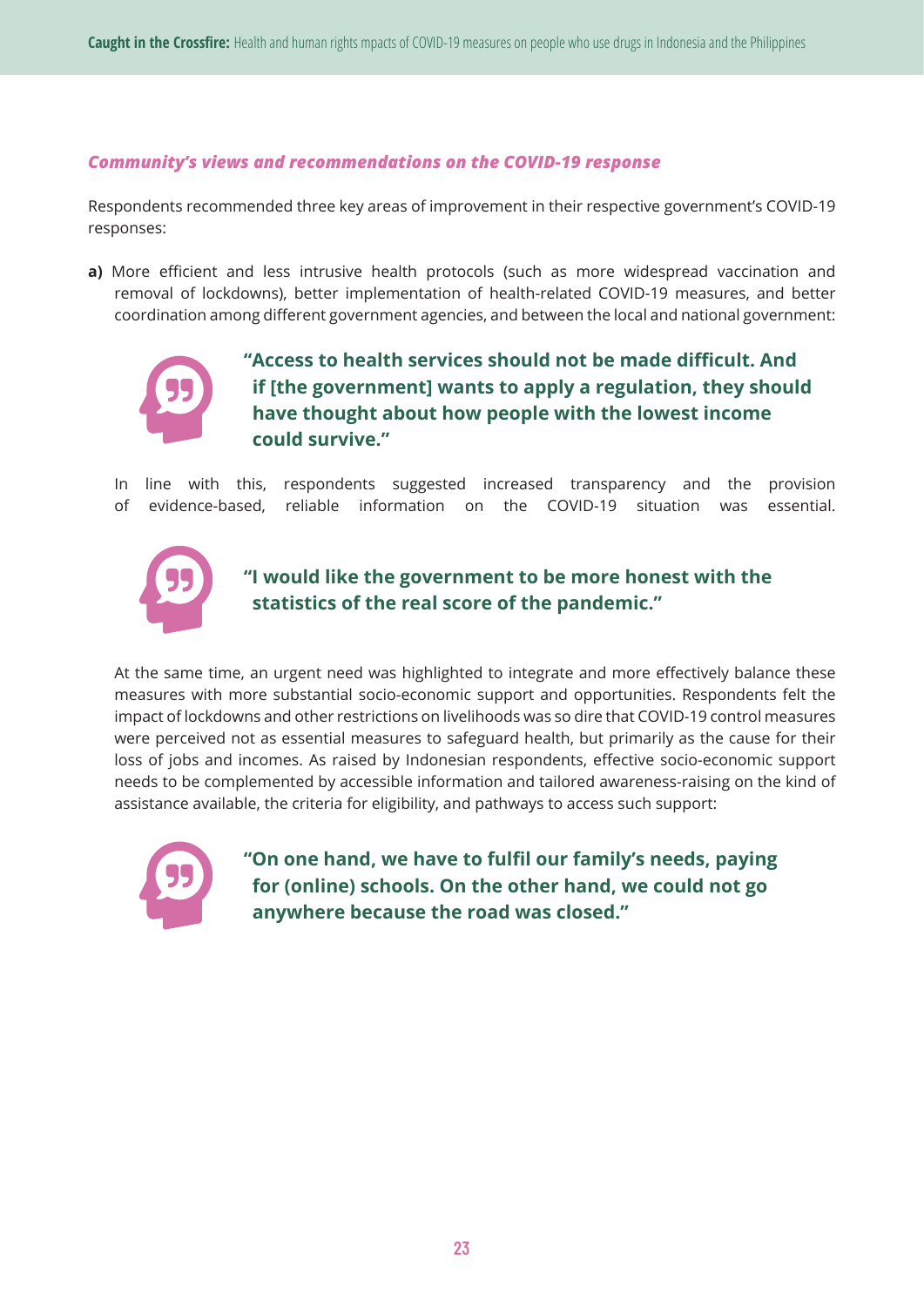### *Community's views and recommendations on the COVID-19 response*

Respondents recommended three key areas of improvement in their respective government's COVID-19 responses:

**a)** More efficient and less intrusive health protocols (such as more widespread vaccination and removal of lockdowns), better implementation of health-related COVID-19 measures, and better coordination among different government agencies, and between the local and national government:

> **"Access to health services should not be made difficult. And if [the government] wants to apply a regulation, they should have thought about how people with the lowest income could survive."**

In line with this, respondents suggested increased transparency and the provision of evidence-based, reliable information on the COVID-19 situation was essential.

> **"I would like the government to be more honest with the statistics of the real score of the pandemic."**

At the same time, an urgent need was highlighted to integrate and more effectively balance these measures with more substantial socio-economic support and opportunities. Respondents felt the impact of lockdowns and other restrictions on livelihoods was so dire that COVID-19 control measures were perceived not as essential measures to safeguard health, but primarily as the cause for their loss of jobs and incomes. As raised by Indonesian respondents, effective socio-economic support needs to be complemented by accessible information and tailored awareness-raising on the kind of assistance available, the criteria for eligibility, and pathways to access such support:

> **"On one hand, we have to fulfil our family's needs, paying for (online) schools. On the other hand, we could not go anywhere because the road was closed."**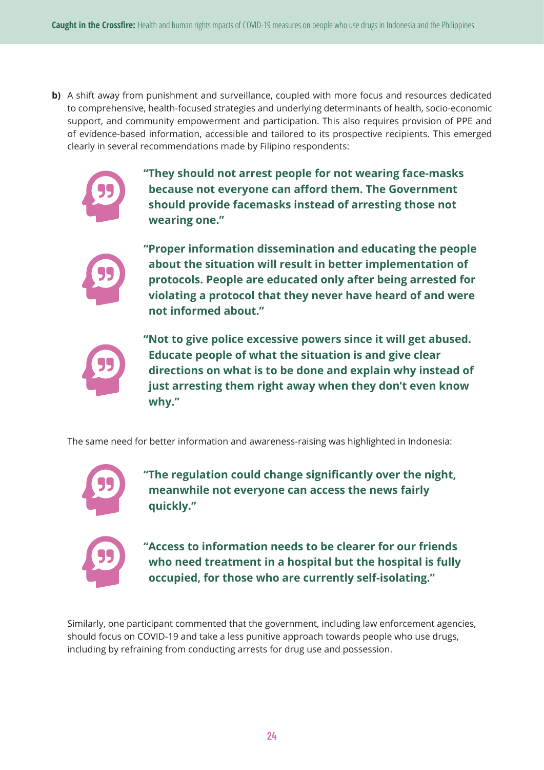**b)** A shift away from punishment and surveillance, coupled with more focus and resources dedicated to comprehensive, health-focused strategies and underlying determinants of health, socio-economic support, and community empowerment and participation. This also requires provision of PPE and of evidence-based information, accessible and tailored to its prospective recipients. This emerged clearly in several recommendations made by Filipino respondents:

> **"They should not arrest people for not wearing face-masks because not everyone can afford them. The Government should provide facemasks instead of arresting those not wearing one."**

> **"Proper information dissemination and educating the people about the situation will result in better implementation of protocols. People are educated only after being arrested for violating a protocol that they never have heard of and were not informed about."**

> **"Not to give police excessive powers since it will get abused. Educate people of what the situation is and give clear directions on what is to be done and explain why instead of just arresting them right away when they don't even know why."**

The same need for better information and awareness-raising was highlighted in Indonesia:

> **"The regulation could change significantly over the night, meanwhile not everyone can access the news fairly quickly."**

> **"Access to information needs to be clearer for our friends who need treatment in a hospital but the hospital is fully occupied, for those who are currently self-isolating."**

Similarly, one participant commented that the government, including law enforcement agencies, should focus on COVID-19 and take a less punitive approach towards people who use drugs, including by refraining from conducting arrests for drug use and possession.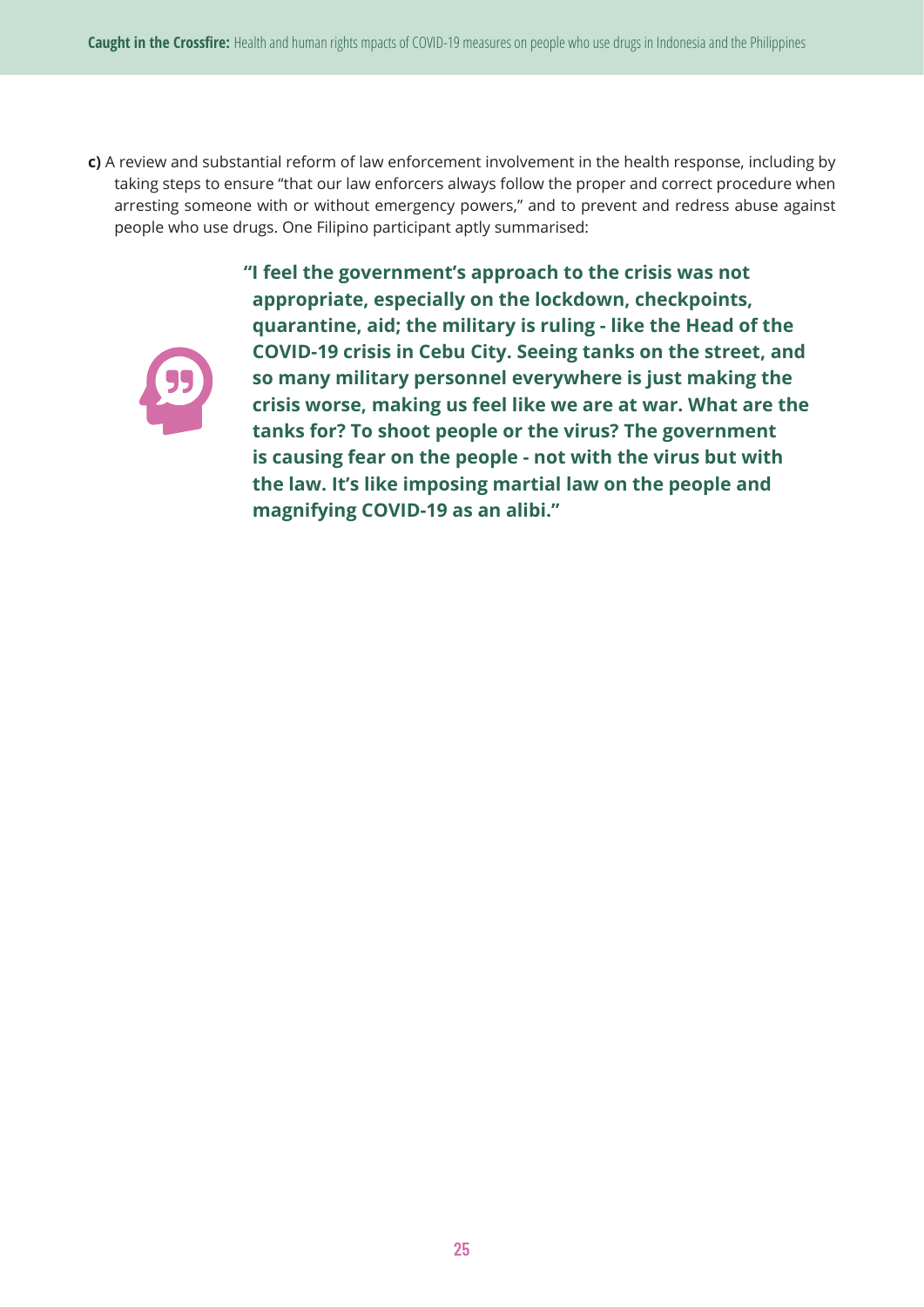**c)** A review and substantial reform of law enforcement involvement in the health response, including by taking steps to ensure "that our law enforcers always follow the proper and correct procedure when arresting someone with or without emergency powers," and to prevent and redress abuse against people who use drugs. One Filipino participant aptly summarised:

> **"I feel the government's approach to the crisis was not appropriate, especially on the lockdown, checkpoints, quarantine, aid; the military is ruling - like the Head of the COVID-19 crisis in Cebu City. Seeing tanks on the street, and so many military personnel everywhere is just making the crisis worse, making us feel like we are at war. What are the tanks for? To shoot people or the virus? The government is causing fear on the people - not with the virus but with the law. It's like imposing martial law on the people and magnifying COVID-19 as an alibi."**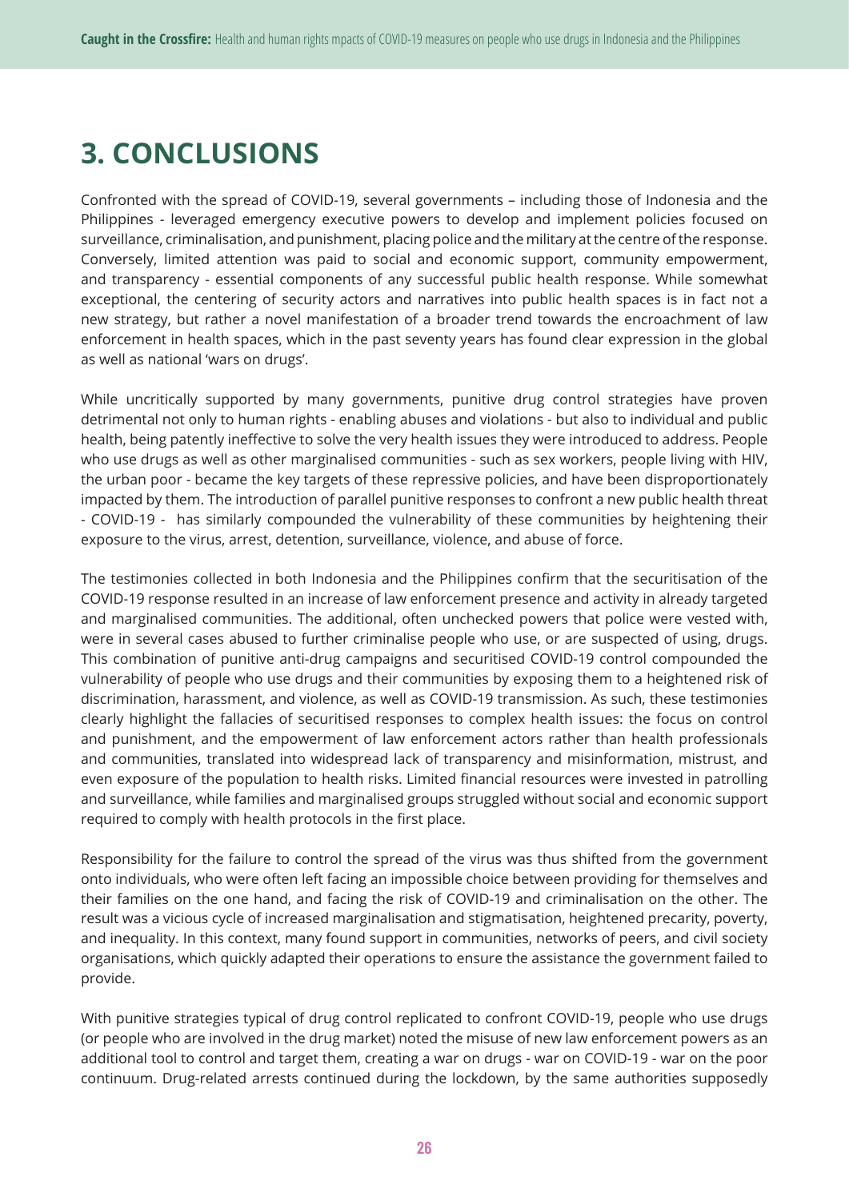# 3. CONCLUSIONS

Confronted with the spread of COVID-19, several governments – including those of Indonesia and the Philippines - leveraged emergency executive powers to develop and implement policies focused on surveillance, criminalisation, and punishment, placing police and the military at the centre of the response. Conversely, limited attention was paid to social and economic support, community empowerment, and transparency - essential components of any successful public health response. While somewhat exceptional, the centering of security actors and narratives into public health spaces is in fact not a new strategy, but rather a novel manifestation of a broader trend towards the encroachment of law enforcement in health spaces, which in the past seventy years has found clear expression in the global as well as national 'wars on drugs'.

While uncritically supported by many governments, punitive drug control strategies have proven detrimental not only to human rights - enabling abuses and violations - but also to individual and public health, being patently ineffective to solve the very health issues they were introduced to address. People who use drugs as well as other marginalised communities - such as sex workers, people living with HIV, the urban poor - became the key targets of these repressive policies, and have been disproportionately impacted by them. The introduction of parallel punitive responses to confront a new public health threat - COVID-19 - has similarly compounded the vulnerability of these communities by heightening their exposure to the virus, arrest, detention, surveillance, violence, and abuse of force.

The testimonies collected in both Indonesia and the Philippines confirm that the securitisation of the COVID-19 response resulted in an increase of law enforcement presence and activity in already targeted and marginalised communities. The additional, often unchecked powers that police were vested with, were in several cases abused to further criminalise people who use, or are suspected of using, drugs. This combination of punitive anti-drug campaigns and securitised COVID-19 control compounded the vulnerability of people who use drugs and their communities by exposing them to a heightened risk of discrimination, harassment, and violence, as well as COVID-19 transmission. As such, these testimonies clearly highlight the fallacies of securitised responses to complex health issues: the focus on control and punishment, and the empowerment of law enforcement actors rather than health professionals and communities, translated into widespread lack of transparency and misinformation, mistrust, and even exposure of the population to health risks. Limited financial resources were invested in patrolling and surveillance, while families and marginalised groups struggled without social and economic support required to comply with health protocols in the first place.

Responsibility for the failure to control the spread of the virus was thus shifted from the government onto individuals, who were often left facing an impossible choice between providing for themselves and their families on the one hand, and facing the risk of COVID-19 and criminalisation on the other. The result was a vicious cycle of increased marginalisation and stigmatisation, heightened precarity, poverty, and inequality. In this context, many found support in communities, networks of peers, and civil society organisations, which quickly adapted their operations to ensure the assistance the government failed to provide.

With punitive strategies typical of drug control replicated to confront COVID-19, people who use drugs (or people who are involved in the drug market) noted the misuse of new law enforcement powers as an additional tool to control and target them, creating a war on drugs - war on COVID-19 - war on the poor continuum. Drug-related arrests continued during the lockdown, by the same authorities supposedly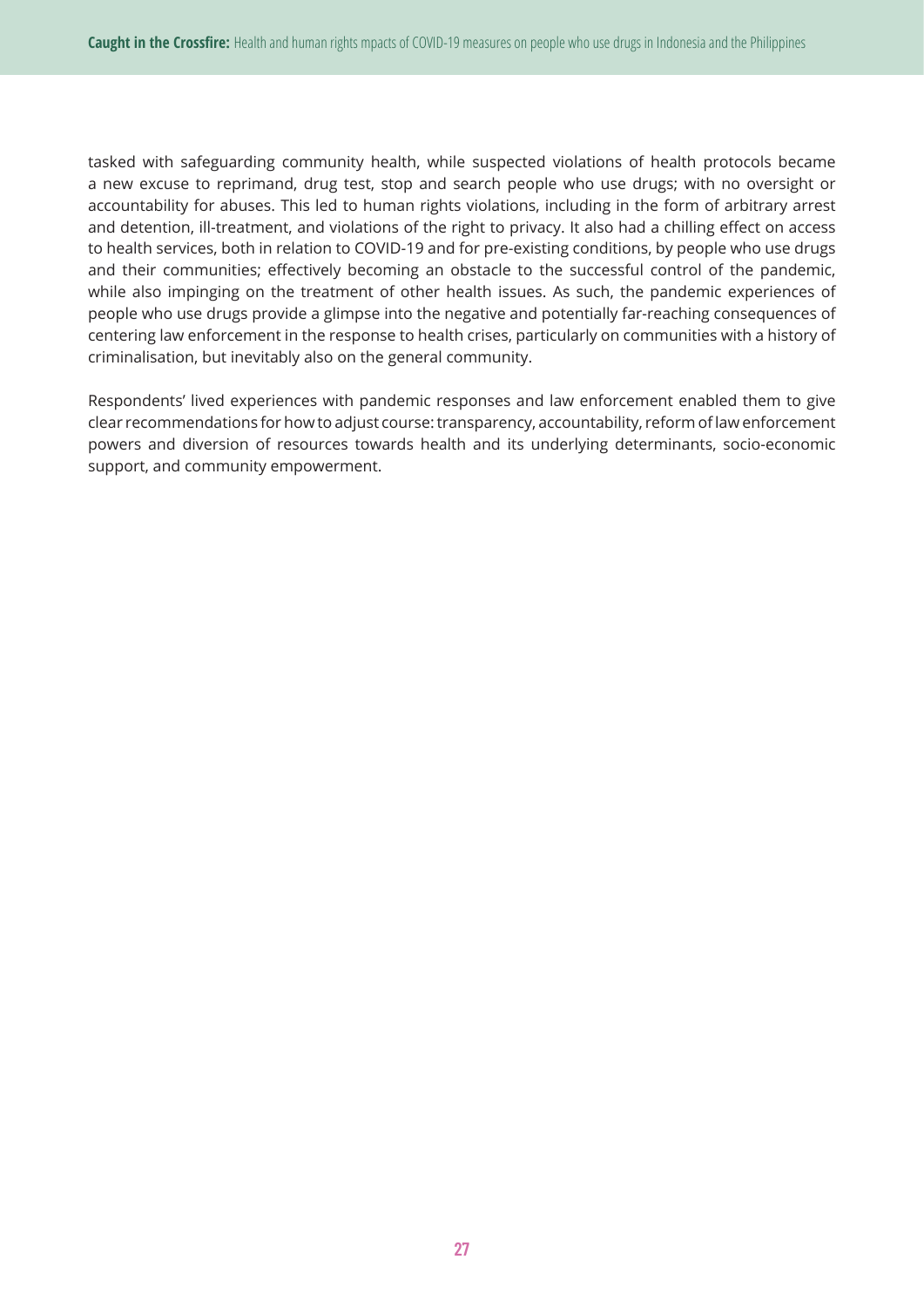tasked with safeguarding community health, while suspected violations of health protocols became a new excuse to reprimand, drug test, stop and search people who use drugs; with no oversight or accountability for abuses. This led to human rights violations, including in the form of arbitrary arrest and detention, ill-treatment, and violations of the right to privacy. It also had a chilling effect on access to health services, both in relation to COVID-19 and for pre-existing conditions, by people who use drugs and their communities; effectively becoming an obstacle to the successful control of the pandemic, while also impinging on the treatment of other health issues. As such, the pandemic experiences of people who use drugs provide a glimpse into the negative and potentially far-reaching consequences of centering law enforcement in the response to health crises, particularly on communities with a history of criminalisation, but inevitably also on the general community.

Respondents' lived experiences with pandemic responses and law enforcement enabled them to give clear recommendations for how to adjust course: transparency, accountability, reform of law enforcement powers and diversion of resources towards health and its underlying determinants, socio-economic support, and community empowerment.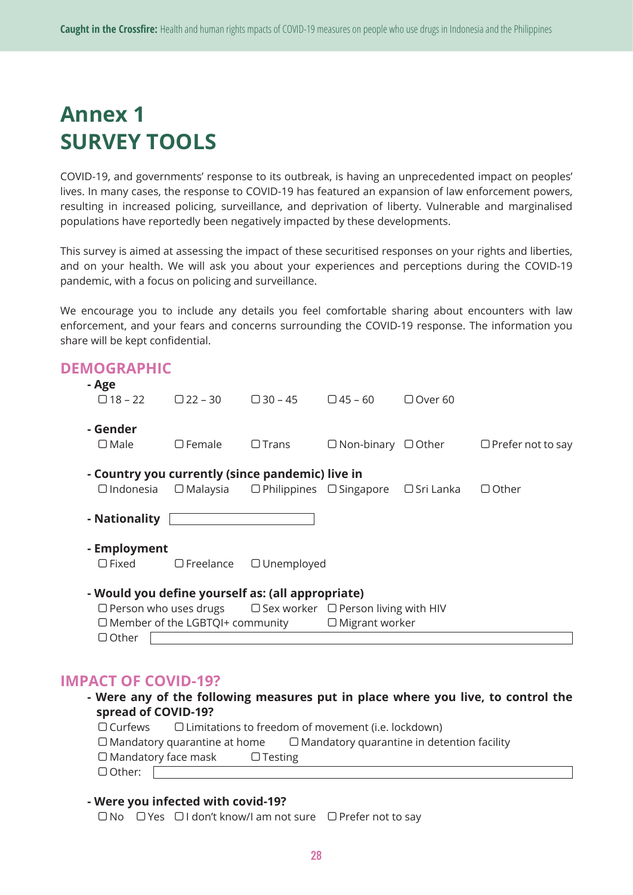# Annex 1
# SURVEY TOOLS

COVID-19, and governments' response to its outbreak, is having an unprecedented impact on peoples' lives. In many cases, the response to COVID-19 has featured an expansion of law enforcement powers, resulting in increased policing, surveillance, and deprivation of liberty. Vulnerable and marginalised populations have reportedly been negatively impacted by these developments.

This survey is aimed at assessing the impact of these securitised responses on your rights and liberties, and on your health. We will ask you about your experiences and perceptions during the COVID-19 pandemic, with a focus on policing and surveillance.

We encourage you to include any details you feel comfortable sharing about encounters with law enforcement, and your fears and concerns surrounding the COVID-19 response. The information you share will be kept confidential.

## DEMOGRAPHIC

**- Age**

☐ 18 – 22 ☐ 22 – 30 ☐ 30 – 45 ☐ 45 – 60 ☐ Over 60

**- Gender**

☐ Male ☐ Female ☐ Trans ☐ Non-binary ☐ Other ☐ Prefer not to say

**- Country you currently (since pandemic) live in**

☐ Indonesia ☐ Malaysia ☐ Philippines ☐ Singapore ☐ Sri Lanka ☐ Other

**- Nationality** ____________

**- Employment**

☐ Fixed ☐ Freelance ☐ Unemployed

**- Would you define yourself as: (all appropriate)**

☐ Person who uses drugs ☐ Sex worker ☐ Person living with HIV
☐ Member of the LGBTQI+ community ☐ Migrant worker
☐ Other ____________

## IMPACT OF COVID-19?

**- Were any of the following measures put in place where you live, to control the spread of COVID-19?**

☐ Curfews ☐ Limitations to freedom of movement (i.e. lockdown)
☐ Mandatory quarantine at home ☐ Mandatory quarantine in detention facility
☐ Mandatory face mask ☐ Testing
☐ Other: ____________

**- Were you infected with covid-19?**

☐ No ☐ Yes ☐ I don't know/I am not sure ☐ Prefer not to say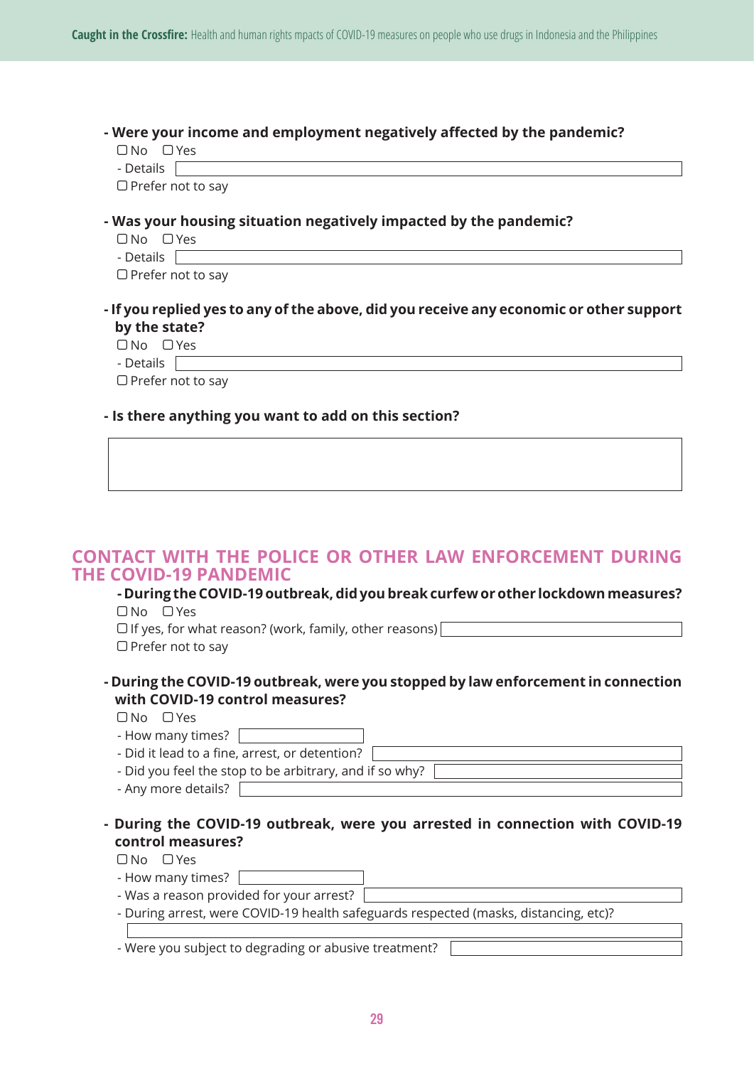**- Were your income and employment negatively affected by the pandemic?**

☐ No ☐ Yes

- Details

☐ Prefer not to say

**- Was your housing situation negatively impacted by the pandemic?**

☐ No ☐ Yes

- Details

☐ Prefer not to say

**- If you replied yes to any of the above, did you receive any economic or other support by the state?**

☐ No ☐ Yes

- Details

☐ Prefer not to say

**- Is there anything you want to add on this section?**

## CONTACT WITH THE POLICE OR OTHER LAW ENFORCEMENT DURING THE COVID-19 PANDEMIC

**- During the COVID-19 outbreak, did you break curfew or other lockdown measures?**

☐ No ☐ Yes

☐ If yes, for what reason? (work, family, other reasons)

☐ Prefer not to say

**- During the COVID-19 outbreak, were you stopped by law enforcement in connection with COVID-19 control measures?**

☐ No ☐ Yes

- How many times?
- Did it lead to a fine, arrest, or detention?
- Did you feel the stop to be arbitrary, and if so why?
- Any more details?

**- During the COVID-19 outbreak, were you arrested in connection with COVID-19 control measures?**

☐ No ☐ Yes

- How many times?
- Was a reason provided for your arrest?
- During arrest, were COVID-19 health safeguards respected (masks, distancing, etc)?
- Were you subject to degrading or abusive treatment?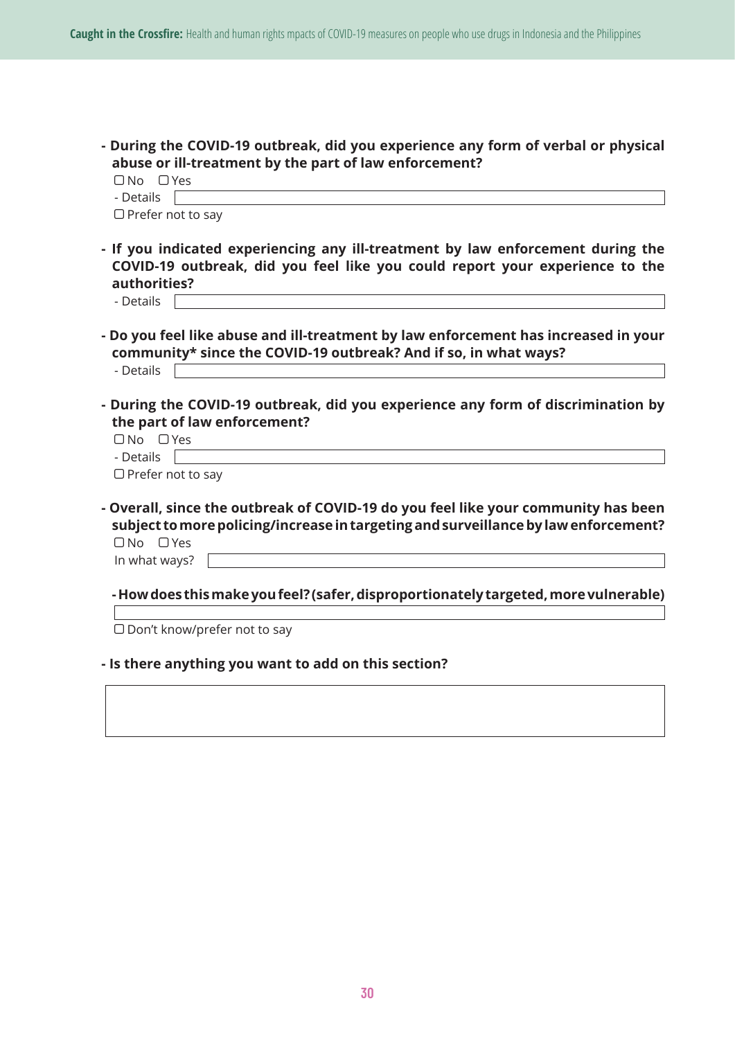**- During the COVID-19 outbreak, did you experience any form of verbal or physical abuse or ill-treatment by the part of law enforcement?**

☐ No ☐ Yes

- Details

☐ Prefer not to say

**- If you indicated experiencing any ill-treatment by law enforcement during the COVID-19 outbreak, did you feel like you could report your experience to the authorities?**

- Details

**- Do you feel like abuse and ill-treatment by law enforcement has increased in your community* since the COVID-19 outbreak? And if so, in what ways?**

- Details

**- During the COVID-19 outbreak, did you experience any form of discrimination by the part of law enforcement?**

☐ No ☐ Yes

- Details

☐ Prefer not to say

**- Overall, since the outbreak of COVID-19 do you feel like your community has been subject to more policing/increase in targeting and surveillance by law enforcement?**

☐ No ☐ Yes

In what ways?

**- How does this make you feel? (safer, disproportionately targeted, more vulnerable)**

☐ Don't know/prefer not to say

**- Is there anything you want to add on this section?**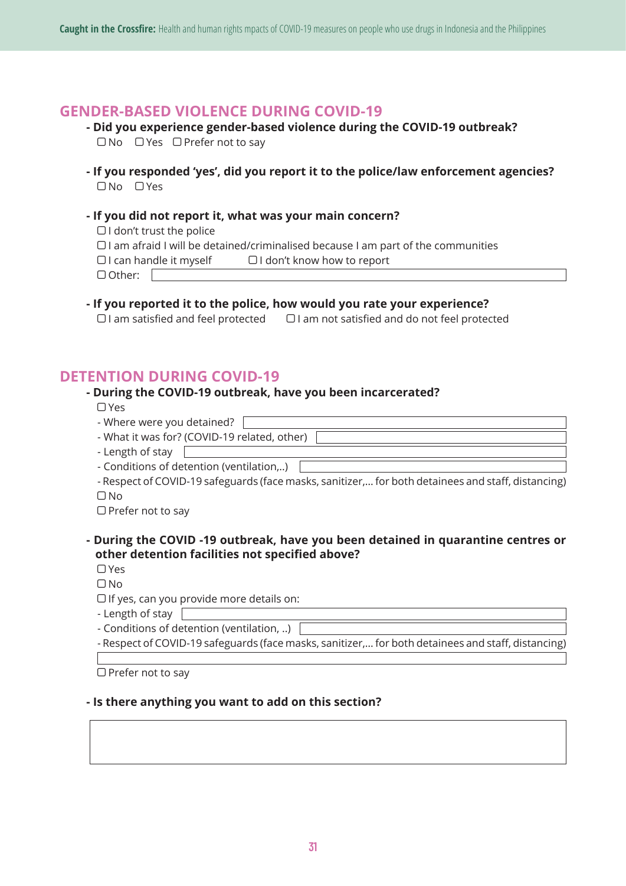## GENDER-BASED VIOLENCE DURING COVID-19

**- Did you experience gender-based violence during the COVID-19 outbreak?**

☐ No ☐ Yes ☐ Prefer not to say

**- If you responded 'yes', did you report it to the police/law enforcement agencies?**

☐ No ☐ Yes

**- If you did not report it, what was your main concern?**

☐ I don't trust the police

☐ I am afraid I will be detained/criminalised because I am part of the communities

☐ I can handle it myself ☐ I don't know how to report

☐ Other: \_\_\_\_\_\_\_\_\_\_\_\_\_\_\_\_\_\_\_\_

**- If you reported it to the police, how would you rate your experience?**

☐ I am satisfied and feel protected ☐ I am not satisfied and do not feel protected

## DETENTION DURING COVID-19

**- During the COVID-19 outbreak, have you been incarcerated?**

☐ Yes

- Where were you detained? \_\_\_\_\_\_\_\_\_\_\_\_\_\_\_\_\_\_\_\_
- What it was for? (COVID-19 related, other) \_\_\_\_\_\_\_\_\_\_\_\_\_\_\_\_\_\_\_\_
- Length of stay \_\_\_\_\_\_\_\_\_\_\_\_\_\_\_\_\_\_\_\_
- Conditions of detention (ventilation,..) \_\_\_\_\_\_\_\_\_\_\_\_\_\_\_\_\_\_\_\_
- Respect of COVID-19 safeguards (face masks, sanitizer,... for both detainees and staff, distancing)

☐ No

☐ Prefer not to say

**- During the COVID -19 outbreak, have you been detained in quarantine centres or other detention facilities not specified above?**

☐ Yes

☐ No

☐ If yes, can you provide more details on:

- Length of stay \_\_\_\_\_\_\_\_\_\_\_\_\_\_\_\_\_\_\_\_
- Conditions of detention (ventilation, ..) \_\_\_\_\_\_\_\_\_\_\_\_\_\_\_\_\_\_\_\_
- Respect of COVID-19 safeguards (face masks, sanitizer,... for both detainees and staff, distancing)

\_\_\_\_\_\_\_\_\_\_\_\_\_\_\_\_\_\_\_\_

☐ Prefer not to say

**- Is there anything you want to add on this section?**

\_\_\_\_\_\_\_\_\_\_\_\_\_\_\_\_\_\_\_\_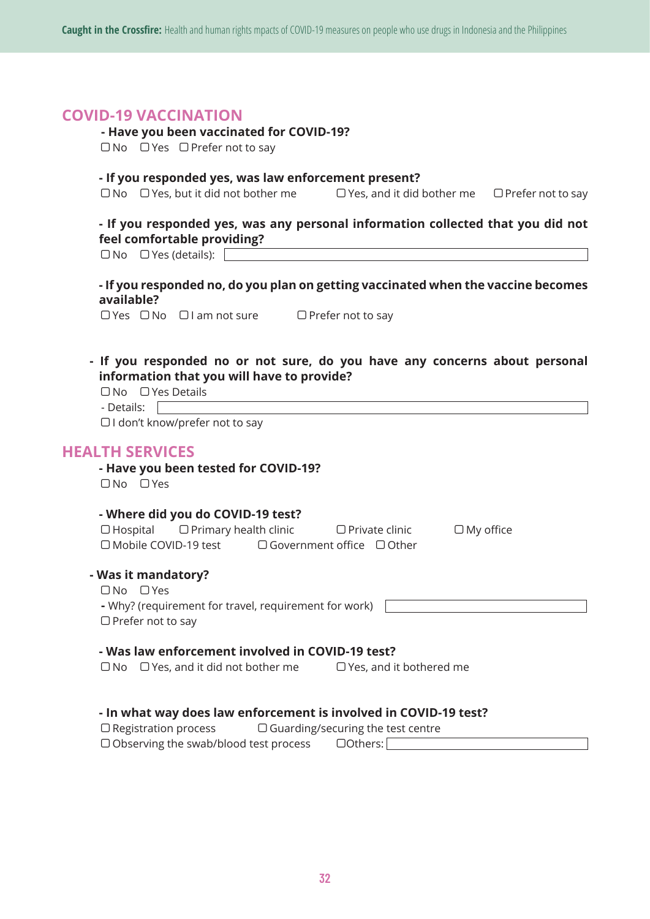## COVID-19 VACCINATION

**- Have you been vaccinated for COVID-19?**

☐ No ☐ Yes ☐ Prefer not to say

**- If you responded yes, was law enforcement present?**

☐ No ☐ Yes, but it did not bother me ☐ Yes, and it did bother me ☐ Prefer not to say

**- If you responded yes, was any personal information collected that you did not feel comfortable providing?**

☐ No ☐ Yes (details): ______________________

**- If you responded no, do you plan on getting vaccinated when the vaccine becomes available?**

☐ Yes ☐ No ☐ I am not sure ☐ Prefer not to say

**- If you responded no or not sure, do you have any concerns about personal information that you will have to provide?**

☐ No ☐ Yes Details

- Details: ______________________

☐ I don't know/prefer not to say

## HEALTH SERVICES

**- Have you been tested for COVID-19?**

☐ No ☐ Yes

**- Where did you do COVID-19 test?**

☐ Hospital ☐ Primary health clinic ☐ Private clinic ☐ My office
☐ Mobile COVID-19 test ☐ Government office ☐ Other

**- Was it mandatory?**

☐ No ☐ Yes

**-** Why? (requirement for travel, requirement for work) ______________________

☐ Prefer not to say

**- Was law enforcement involved in COVID-19 test?**

☐ No ☐ Yes, and it did not bother me ☐ Yes, and it bothered me

**- In what way does law enforcement is involved in COVID-19 test?**

☐ Registration process ☐ Guarding/securing the test centre
☐ Observing the swab/blood test process ☐ Others: ______________________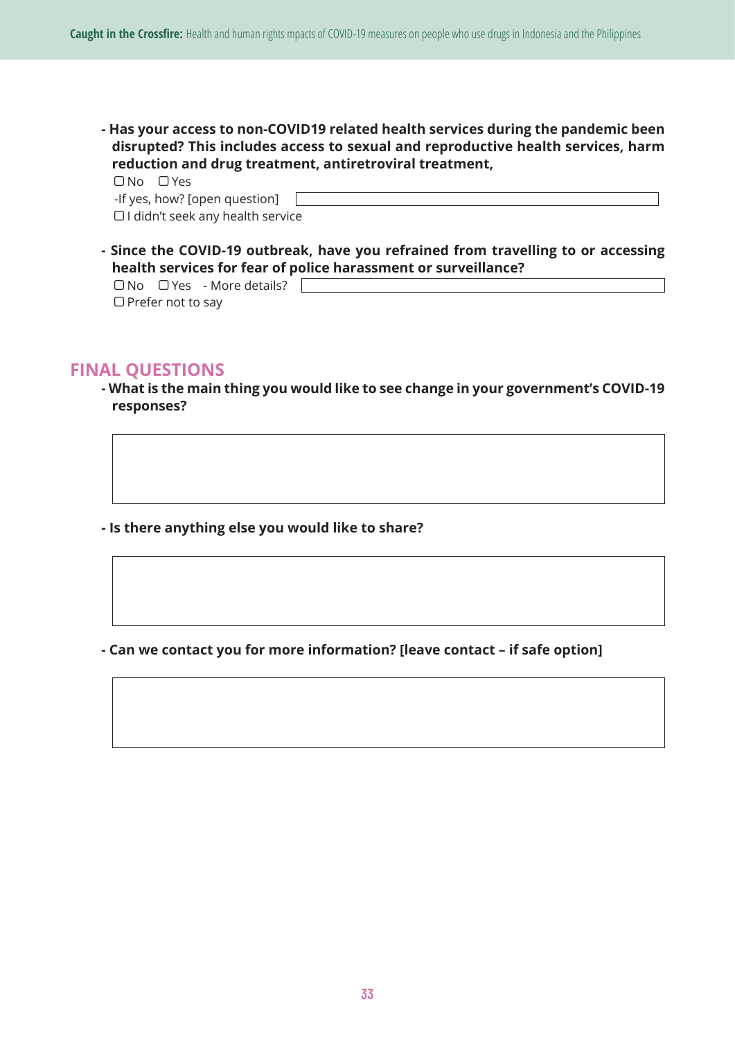**- Has your access to non-COVID19 related health services during the pandemic been disrupted? This includes access to sexual and reproductive health services, harm reduction and drug treatment, antiretroviral treatment,**

☐ No ☐ Yes

-If yes, how? [open question]

☐ I didn't seek any health service

**- Since the COVID-19 outbreak, have you refrained from travelling to or accessing health services for fear of police harassment or surveillance?**

☐ No ☐ Yes - More details?

☐ Prefer not to say

## FINAL QUESTIONS

**- What is the main thing you would like to see change in your government's COVID-19 responses?**

**- Is there anything else you would like to share?**

**- Can we contact you for more information? [leave contact – if safe option]**